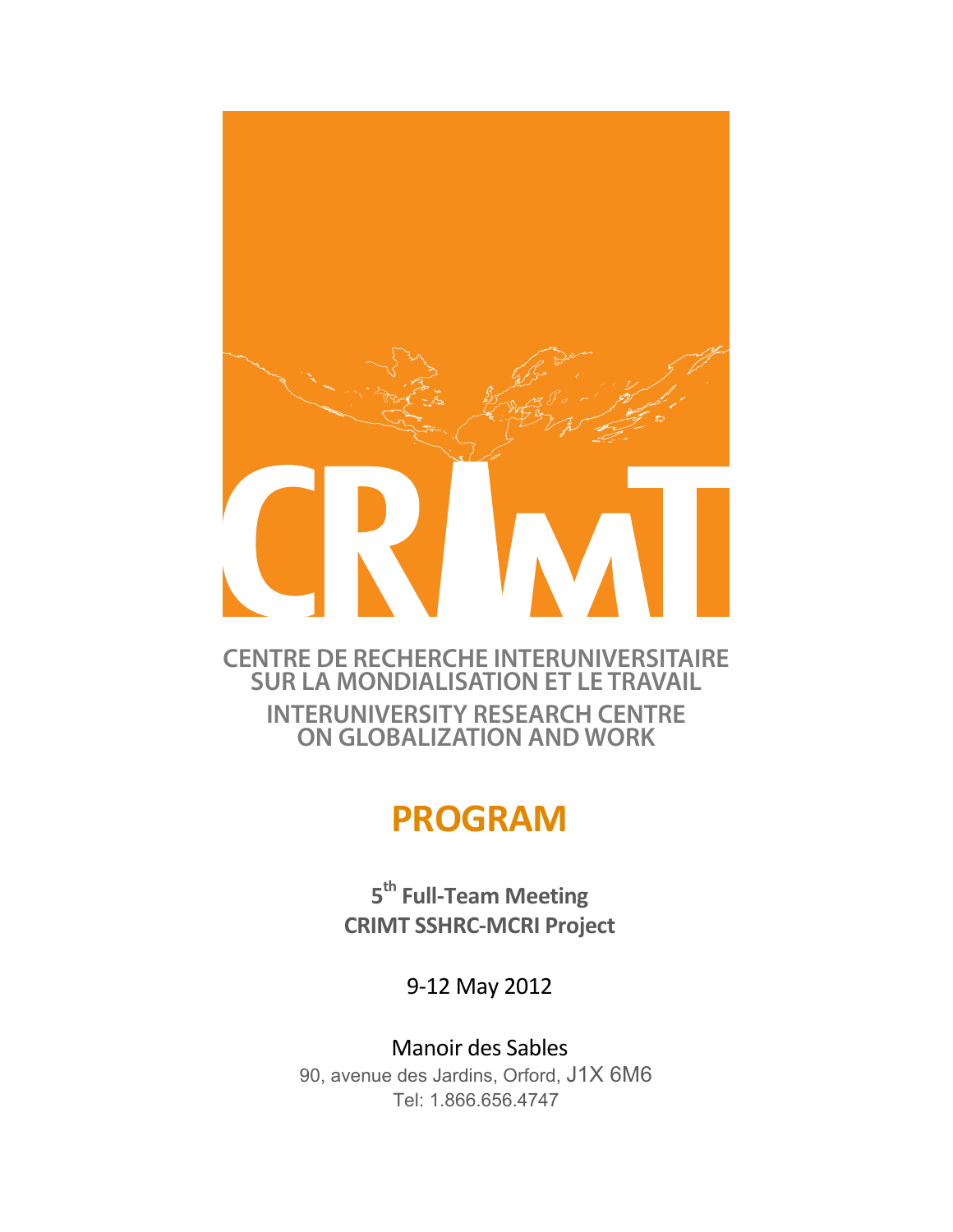CRIMT

CENTRE DE RECHERCHE INTERUNIVERSITAIRE
SUR LA MONDIALISATION ET LE TRAVAIL

INTERUNIVERSITY RESEARCH CENTRE
ON GLOBALIZATION AND WORK

# PROGRAM

**5th Full-Team Meeting**
**CRIMT SSHRC-MCRI Project**

9-12 May 2012

Manoir des Sables
90, avenue des Jardins, Orford, J1X 6M6
Tel: 1.866.656.4747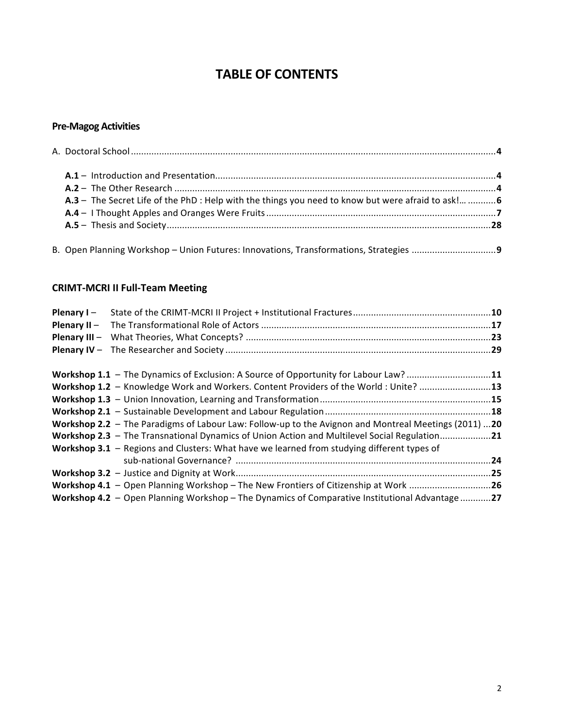# TABLE OF CONTENTS

## Pre-Magog Activities

A. Doctoral School ..... **4**

- **A.1** – Introduction and Presentation ..... **4**
- **A.2** – The Other Research ..... **4**
- **A.3** – The Secret Life of the PhD : Help with the things you need to know but were afraid to ask!… ..... **6**
- **A.4** – I Thought Apples and Oranges Were Fruits ..... **7**
- **A.5** – Thesis and Society ..... **28**

B. Open Planning Workshop – Union Futures: Innovations, Transformations, Strategies ..... **9**

## CRIMT-MCRI II Full-Team Meeting

**Plenary I** – State of the CRIMT-MCRI II Project + Institutional Fractures ..... **10**
**Plenary II** – The Transformational Role of Actors ..... **17**
**Plenary III** – What Theories, What Concepts? ..... **23**
**Plenary IV** – The Researcher and Society ..... **29**

**Workshop 1.1** – The Dynamics of Exclusion: A Source of Opportunity for Labour Law? ..... **11**
**Workshop 1.2** – Knowledge Work and Workers. Content Providers of the World : Unite? ..... **13**
**Workshop 1.3** – Union Innovation, Learning and Transformation ..... **15**
**Workshop 2.1** – Sustainable Development and Labour Regulation ..... **18**
**Workshop 2.2** – The Paradigms of Labour Law: Follow-up to the Avignon and Montreal Meetings (2011) ..... **20**
**Workshop 2.3** – The Transnational Dynamics of Union Action and Multilevel Social Regulation ..... **21**
**Workshop 3.1** – Regions and Clusters: What have we learned from studying different types of sub-national Governance? ..... **24**
**Workshop 3.2** – Justice and Dignity at Work ..... **25**
**Workshop 4.1** – Open Planning Workshop – The New Frontiers of Citizenship at Work ..... **26**
**Workshop 4.2** – Open Planning Workshop – The Dynamics of Comparative Institutional Advantage ..... **27**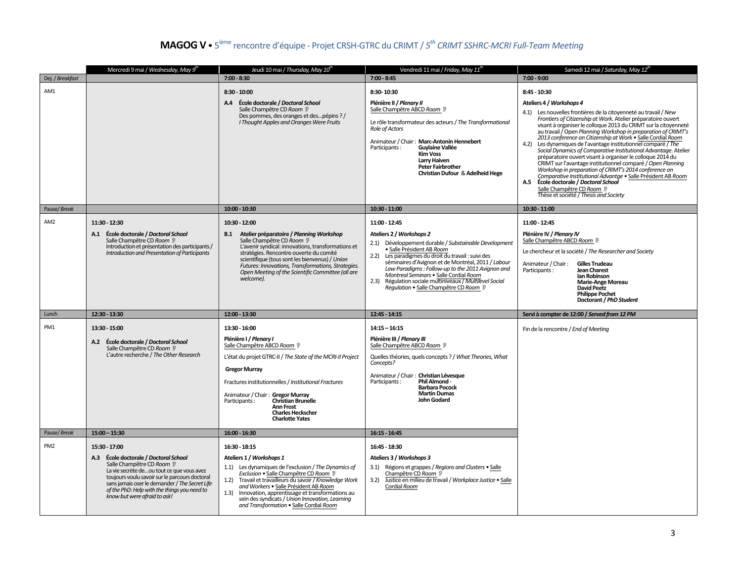# **MAGOG V** • 5ième rencontre d'équipe - Projet CRSH-GTRC du CRIMT / *5th CRIMT SSHRC-MCRI Full-Team Meeting*

| | Mercredi 9 mai / *Wednesday, May 9th* | Jeudi 10 mai / *Thursday, May 10th* | Vendredi 11 mai / *Friday, May 11th* | Samedi 12 mai / *Saturday, May 12th* |
|---|---|---|---|---|
| Dej. / *Breakfast* | | **7:00 - 8:30** | **7:00 - 8:45** | **7:00 - 9:00** |
| AM1 | | **8:30 - 10:00**<br><br>**A.4 École doctorale / *Doctoral School***<br>Salle Champêtre CD *Room*<br>Des pommes, des oranges et des…pépins ? / *I Thought Apples and Oranges Were Fruits* | **8:30- 10:30**<br><br>**Plénière II / *Plenary II***<br>Salle Champêtre ABCD *Room*<br><br>Le rôle transformateur des acteurs / *The Transformational Role of Actors*<br><br>Animateur / Chair : **Marc-Antonin Hennebert**<br>Participants : **Guylaine Vallée**, **Kim Voss**, **Larry Haiven**, **Peter Fairbrother**, **Christian Dufour** & **Adelheid Hege** | **8:45 - 10:30**<br><br>**Ateliers 4 / *Workshops 4***<br>4.1) Les nouvelles frontières de la citoyenneté au travail / *New Frontiers of Citizenship at Work.* Atelier préparatoire ouvert visant à organiser le colloque 2013 du CRIMT sur la citoyenneté au travail / *Open Planning Workshop in preparation of CRIMT's 2013 conference on Citizenship at Work* • Salle Cordial *Room*<br>4.2) Les dynamiques de l'avantage institutionnel comparé / *The Social Dynamics of Comparative Institutional Advantage.* Atelier préparatoire ouvert visant à organiser le colloque 2014 du CRIMT sur l'avantage institutionnel comparé / *Open Planning Workshop in preparation of CRIMT's 2014 conference on Comparative Institutional Advantge* • Salle Président AB *Room*<br>**A.5 École doctorale / *Doctoral School***<br>Salle Champêtre CD *Room*<br>Thèse et société / *Thesis and Society* |
| Pause/ *Break* | | **10:00 - 10:30** | **10:30 - 11:00** | **10:30 - 11:00** |
| AM2 | **11:30 - 12:30**<br><br>**A.1 École doctorale / *Doctoral School***<br>Salle Champêtre CD *Room*<br>Introduction et présentation des participants / *Introduction and Presentation of Participants* | **10:30 - 12:00**<br><br>**B.1 Atelier préparatoire / *Planning Workshop***<br>Salle Champêtre CD *Room*<br>L'avenir syndical: innovations, transformations et stratégies. Rencontre ouverte du comité scientifique (tous sont les bienvenus) / *Union Futures: Innovations, Transformations, Strategies. Open Meeting of the Scientific Committee (all are welcome).* | **11:00 - 12:45**<br><br>**Ateliers 2 / *Workshops 2***<br>2.1) Développement durable / *Substainable Development* • Salle Président AB *Room*<br>2.2) Les paradigmes du droit du travail : suivi des séminaires d'Avignon et de Montréal, 2011 / *Labour Law Paradigms : Follow-up to the 2011 Avignon and Montreal Seminars* • Salle Cordial *Room*<br>2.3) Régulation sociale multiniveaux / *Multilevel Social Regulation* • Salle Champêtre CD *Room* | **11:00 - 12:45**<br><br>**Plénière IV / *Plenary IV***<br>Salle Champêtre ABCD *Room*<br><br>Le chercheur et la société / *The Researcher and Society*<br><br>Animateur / Chair : **Gilles Trudeau**<br>Participants : **Jean Charest**, **Ian Robinson**, **Marie-Ange Moreau**, **David Peetz**, **Philippe Pochet**, **Doctorant / *PhD Student*** |
| Lunch | **12:30 - 13:30** | **12:00 - 13:30** | **12:45 - 14:15** | **Servi à compter de 12:00 / *Served from 12 PM*** |
| PM1 | **13:30 - 15:00**<br><br>**A.2 École doctorale / *Doctoral School***<br>Salle Champêtre CD *Room*<br>L'autre recherche / *The Other Research* | **13:30 - 16:00**<br><br>**Plénière I / *Plenary I***<br>Salle Champêtre ABCD *Room*<br><br>L'état du projet GTRC-II / *The State of the MCRI-II Project*<br><br>**Gregor Murray**<br><br>Fractures institutionnelles / *Institutional Fractures*<br><br>Animateur / Chair : **Gregor Murray**<br>Participants : **Christian Brunelle**, **Ann Frost**, **Charles Heckscher**, **Charlotte Yates** | **14:15 – 16:15**<br><br>**Plénière III / *Plenary III***<br>Salle Champêtre ABCD *Room*<br><br>Quelles théories, quels concepts ? / *What Theories, What Concepts?*<br><br>Animateur / Chair : **Christian Lévesque**<br>Participants : **Phil Almond** - **Barbara Pocock**, **Martin Dumas**, **John Godard** | Fin de la rencontre / *End of Meeting* |
| Pause/ *Break* | **15:00 – 15:30** | **16:00 - 16:30** | **16:15 - 16:45** | |
| PM2 | **15:30 - 17:00**<br><br>**A.3 École doctorale / *Doctoral School***<br>Salle Champêtre CD *Room*<br>La vie secrète de…ou tout ce que vous avez toujours voulu savoir sur le parcours doctoral sans jamais oser le demander / *The Secret Life of the PhD: Help with the things you need to know but were afraid to ask!* | **16:30 - 18:15**<br><br>**Ateliers 1 / *Workshops 1***<br>1.1) Les dynamiques de l'exclusion / *The Dynamics of Exclusion* • Salle Champêtre CD *Room*<br>1.2) Travail et travailleurs du savoir / *Knowledge Work and Workers* • Salle Président AB *Room*<br>1.3) Innovation, apprentissage et transformations au sein des syndicats / *Union Innovation, Learning and Transformation* • Salle Cordial *Room* | **16:45 - 18:30**<br><br>**Ateliers 3 / *Workshops 3***<br>3.1) Régions et grappes / *Regions and Clusters* • Salle Champêtre CD *Room*<br>3.2) Justice en milieu de travail / *Workplace Justice* • Salle Cordial *Room* | |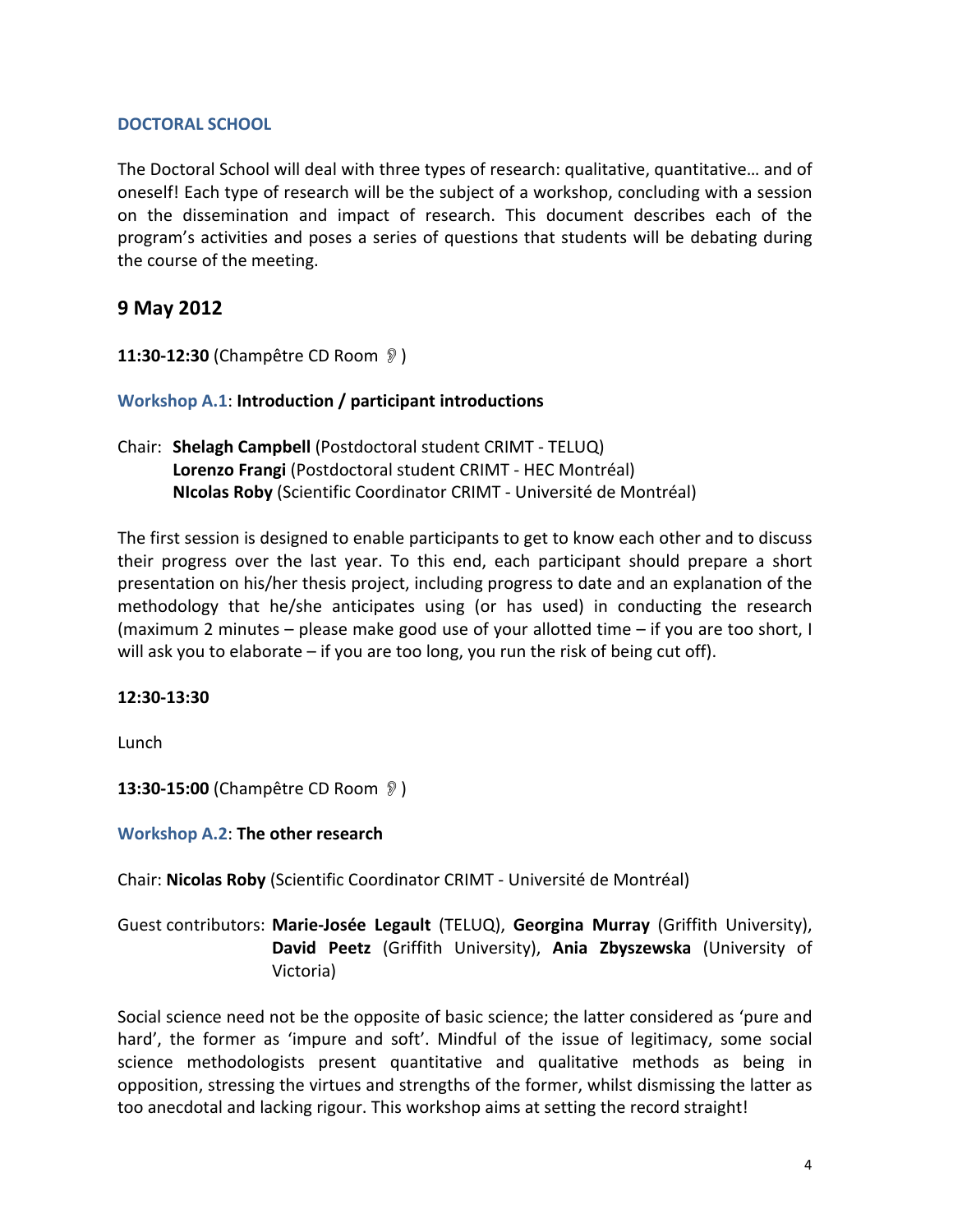## DOCTORAL SCHOOL

The Doctoral School will deal with three types of research: qualitative, quantitative… and of oneself! Each type of research will be the subject of a workshop, concluding with a session on the dissemination and impact of research. This document describes each of the program's activities and poses a series of questions that students will be debating during the course of the meeting.

## 9 May 2012

**11:30-12:30** (Champêtre CD Room 👂)

### Workshop A.1: **Introduction / participant introductions**

Chair: **Shelagh Campbell** (Postdoctoral student CRIMT - TELUQ)
**Lorenzo Frangi** (Postdoctoral student CRIMT - HEC Montréal)
**NIcolas Roby** (Scientific Coordinator CRIMT - Université de Montréal)

The first session is designed to enable participants to get to know each other and to discuss their progress over the last year. To this end, each participant should prepare a short presentation on his/her thesis project, including progress to date and an explanation of the methodology that he/she anticipates using (or has used) in conducting the research (maximum 2 minutes – please make good use of your allotted time – if you are too short, I will ask you to elaborate – if you are too long, you run the risk of being cut off).

**12:30-13:30**

Lunch

**13:30-15:00** (Champêtre CD Room 👂)

### Workshop A.2: **The other research**

Chair: **Nicolas Roby** (Scientific Coordinator CRIMT - Université de Montréal)

Guest contributors: **Marie-Josée Legault** (TELUQ), **Georgina Murray** (Griffith University), **David Peetz** (Griffith University), **Ania Zbyszewska** (University of Victoria)

Social science need not be the opposite of basic science; the latter considered as 'pure and hard', the former as 'impure and soft'. Mindful of the issue of legitimacy, some social science methodologists present quantitative and qualitative methods as being in opposition, stressing the virtues and strengths of the former, whilst dismissing the latter as too anecdotal and lacking rigour. This workshop aims at setting the record straight!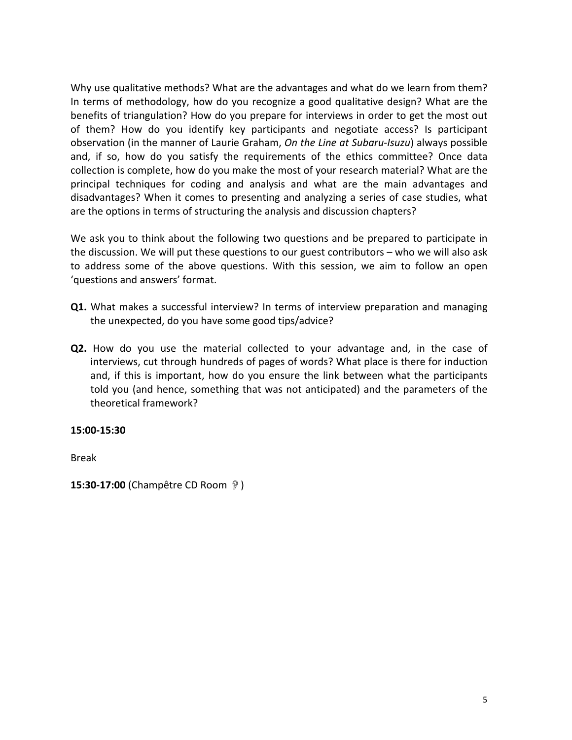Why use qualitative methods? What are the advantages and what do we learn from them? In terms of methodology, how do you recognize a good qualitative design? What are the benefits of triangulation? How do you prepare for interviews in order to get the most out of them? How do you identify key participants and negotiate access? Is participant observation (in the manner of Laurie Graham, *On the Line at Subaru-Isuzu*) always possible and, if so, how do you satisfy the requirements of the ethics committee? Once data collection is complete, how do you make the most of your research material? What are the principal techniques for coding and analysis and what are the main advantages and disadvantages? When it comes to presenting and analyzing a series of case studies, what are the options in terms of structuring the analysis and discussion chapters?

We ask you to think about the following two questions and be prepared to participate in the discussion. We will put these questions to our guest contributors – who we will also ask to address some of the above questions. With this session, we aim to follow an open 'questions and answers' format.

**Q1.** What makes a successful interview? In terms of interview preparation and managing the unexpected, do you have some good tips/advice?

**Q2.** How do you use the material collected to your advantage and, in the case of interviews, cut through hundreds of pages of words? What place is there for induction and, if this is important, how do you ensure the link between what the participants told you (and hence, something that was not anticipated) and the parameters of the theoretical framework?

**15:00-15:30**

Break

**15:30-17:00** (Champêtre CD Room 👂)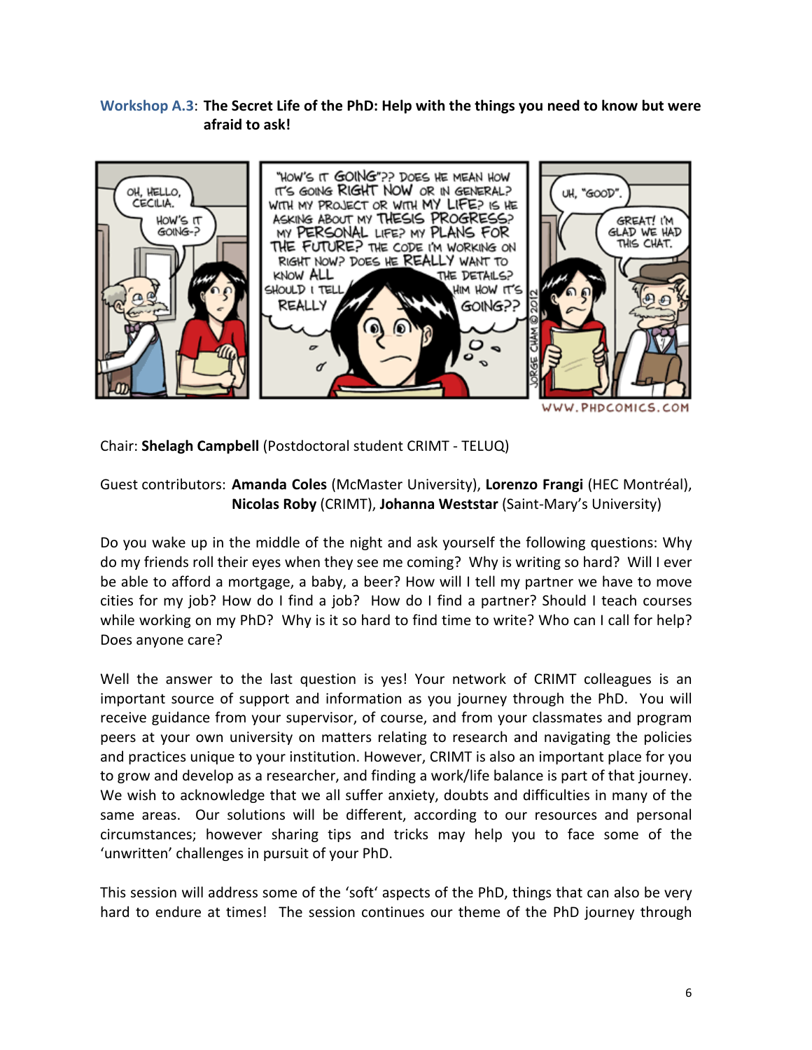**Workshop A.3**: **The Secret Life of the PhD: Help with the things you need to know but were afraid to ask!**

Chair: **Shelagh Campbell** (Postdoctoral student CRIMT - TELUQ)

Guest contributors: **Amanda Coles** (McMaster University), **Lorenzo Frangi** (HEC Montréal), **Nicolas Roby** (CRIMT), **Johanna Weststar** (Saint-Mary's University)

Do you wake up in the middle of the night and ask yourself the following questions: Why do my friends roll their eyes when they see me coming? Why is writing so hard? Will I ever be able to afford a mortgage, a baby, a beer? How will I tell my partner we have to move cities for my job? How do I find a job? How do I find a partner? Should I teach courses while working on my PhD? Why is it so hard to find time to write? Who can I call for help? Does anyone care?

Well the answer to the last question is yes! Your network of CRIMT colleagues is an important source of support and information as you journey through the PhD. You will receive guidance from your supervisor, of course, and from your classmates and program peers at your own university on matters relating to research and navigating the policies and practices unique to your institution. However, CRIMT is also an important place for you to grow and develop as a researcher, and finding a work/life balance is part of that journey. We wish to acknowledge that we all suffer anxiety, doubts and difficulties in many of the same areas. Our solutions will be different, according to our resources and personal circumstances; however sharing tips and tricks may help you to face some of the 'unwritten' challenges in pursuit of your PhD.

This session will address some of the 'soft' aspects of the PhD, things that can also be very hard to endure at times! The session continues our theme of the PhD journey through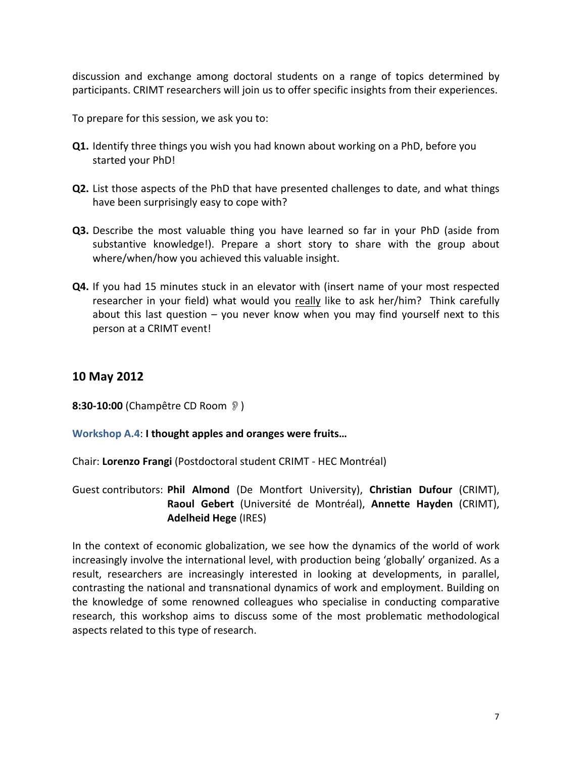discussion and exchange among doctoral students on a range of topics determined by participants. CRIMT researchers will join us to offer specific insights from their experiences.

To prepare for this session, we ask you to:

**Q1.** Identify three things you wish you had known about working on a PhD, before you started your PhD!

**Q2.** List those aspects of the PhD that have presented challenges to date, and what things have been surprisingly easy to cope with?

**Q3.** Describe the most valuable thing you have learned so far in your PhD (aside from substantive knowledge!). Prepare a short story to share with the group about where/when/how you achieved this valuable insight.

**Q4.** If you had 15 minutes stuck in an elevator with (insert name of your most respected researcher in your field) what would you <u>really</u> like to ask her/him? Think carefully about this last question – you never know when you may find yourself next to this person at a CRIMT event!

## 10 May 2012

**8:30-10:00** (Champêtre CD Room 🦻)

Workshop A.4: **I thought apples and oranges were fruits…**

Chair: **Lorenzo Frangi** (Postdoctoral student CRIMT - HEC Montréal)

Guest contributors: **Phil Almond** (De Montfort University), **Christian Dufour** (CRIMT), **Raoul Gebert** (Université de Montréal), **Annette Hayden** (CRIMT), **Adelheid Hege** (IRES)

In the context of economic globalization, we see how the dynamics of the world of work increasingly involve the international level, with production being 'globally' organized. As a result, researchers are increasingly interested in looking at developments, in parallel, contrasting the national and transnational dynamics of work and employment. Building on the knowledge of some renowned colleagues who specialise in conducting comparative research, this workshop aims to discuss some of the most problematic methodological aspects related to this type of research.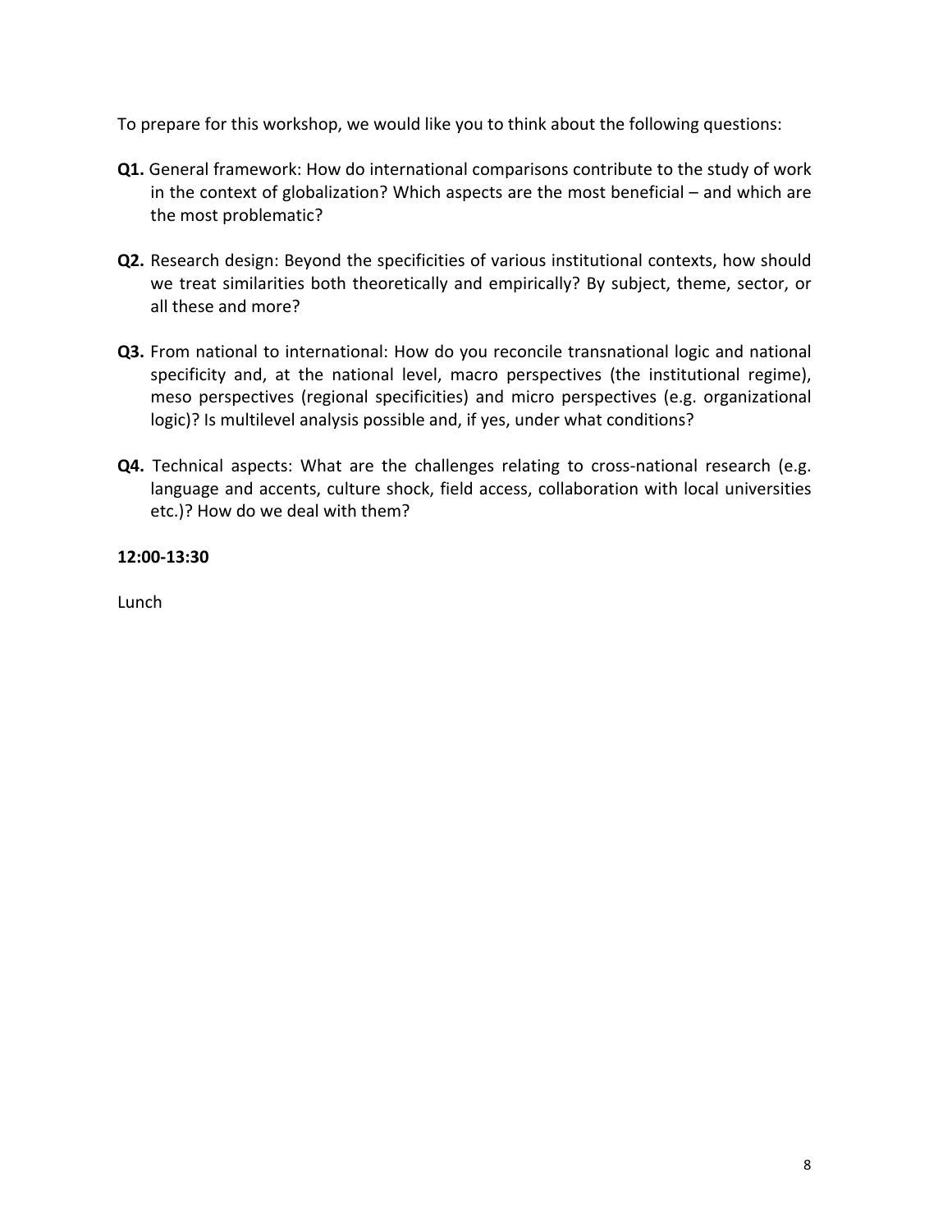To prepare for this workshop, we would like you to think about the following questions:

**Q1.** General framework: How do international comparisons contribute to the study of work in the context of globalization? Which aspects are the most beneficial – and which are the most problematic?

**Q2.** Research design: Beyond the specificities of various institutional contexts, how should we treat similarities both theoretically and empirically? By subject, theme, sector, or all these and more?

**Q3.** From national to international: How do you reconcile transnational logic and national specificity and, at the national level, macro perspectives (the institutional regime), meso perspectives (regional specificities) and micro perspectives (e.g. organizational logic)? Is multilevel analysis possible and, if yes, under what conditions?

**Q4.** Technical aspects: What are the challenges relating to cross-national research (e.g. language and accents, culture shock, field access, collaboration with local universities etc.)? How do we deal with them?

**12:00-13:30**

Lunch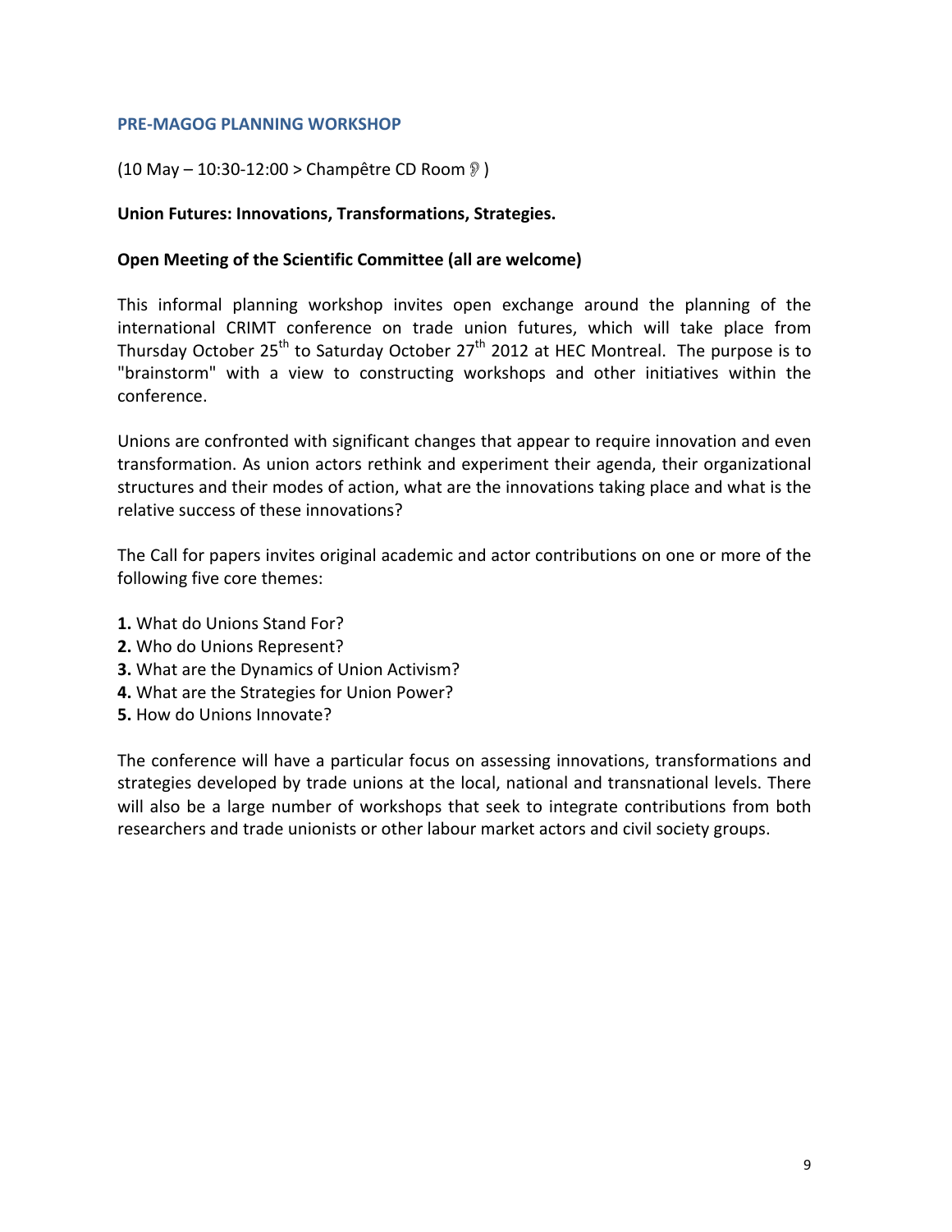## PRE-MAGOG PLANNING WORKSHOP

(10 May – 10:30-12:00 > Champêtre CD Room 👂)

**Union Futures: Innovations, Transformations, Strategies.**

**Open Meeting of the Scientific Committee (all are welcome)**

This informal planning workshop invites open exchange around the planning of the international CRIMT conference on trade union futures, which will take place from Thursday October 25th to Saturday October 27th 2012 at HEC Montreal. The purpose is to "brainstorm" with a view to constructing workshops and other initiatives within the conference.

Unions are confronted with significant changes that appear to require innovation and even transformation. As union actors rethink and experiment their agenda, their organizational structures and their modes of action, what are the innovations taking place and what is the relative success of these innovations?

The Call for papers invites original academic and actor contributions on one or more of the following five core themes:

**1.** What do Unions Stand For?
**2.** Who do Unions Represent?
**3.** What are the Dynamics of Union Activism?
**4.** What are the Strategies for Union Power?
**5.** How do Unions Innovate?

The conference will have a particular focus on assessing innovations, transformations and strategies developed by trade unions at the local, national and transnational levels. There will also be a large number of workshops that seek to integrate contributions from both researchers and trade unionists or other labour market actors and civil society groups.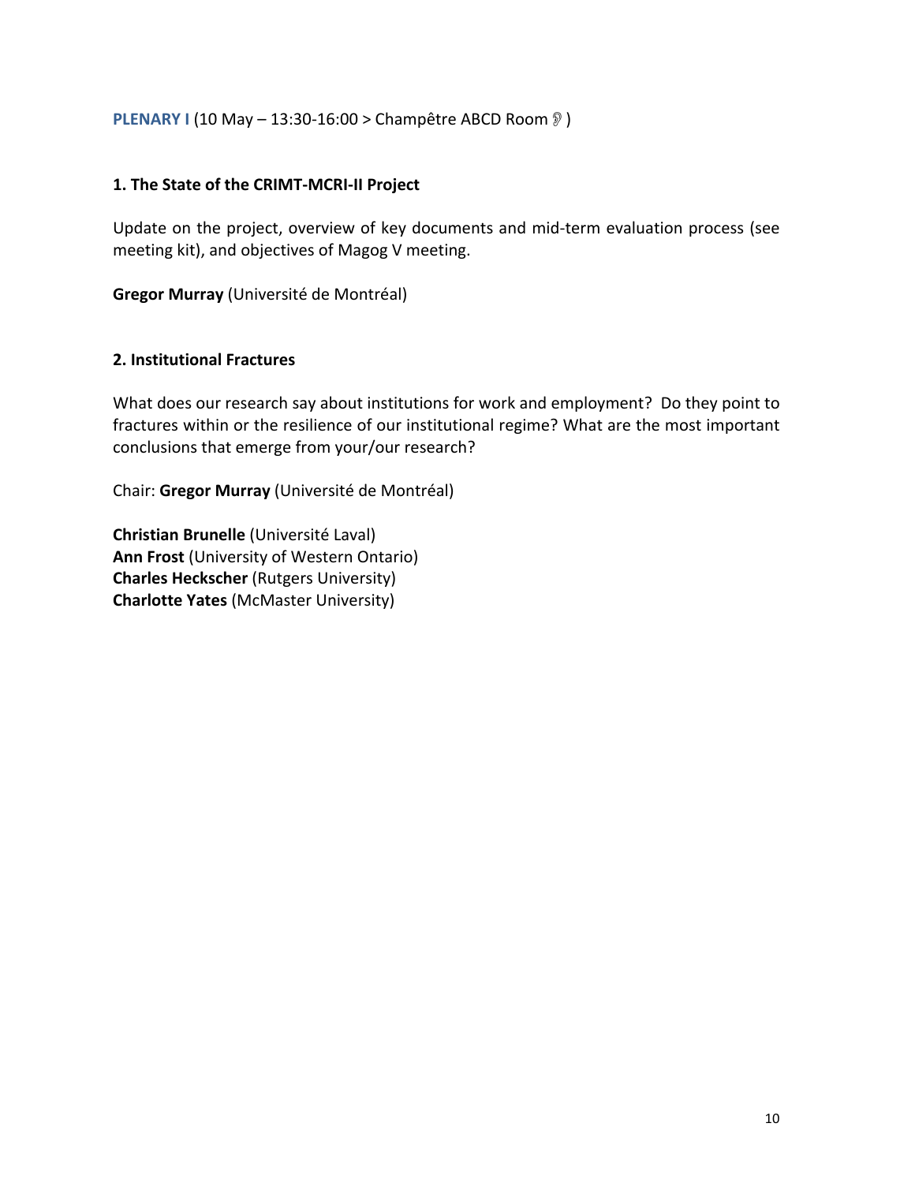**PLENARY I** (10 May – 13:30-16:00 > Champêtre ABCD Room 👂 )

### 1. The State of the CRIMT-MCRI-II Project

Update on the project, overview of key documents and mid-term evaluation process (see meeting kit), and objectives of Magog V meeting.

**Gregor Murray** (Université de Montréal)

### 2. Institutional Fractures

What does our research say about institutions for work and employment? Do they point to fractures within or the resilience of our institutional regime? What are the most important conclusions that emerge from your/our research?

Chair: **Gregor Murray** (Université de Montréal)

**Christian Brunelle** (Université Laval)
**Ann Frost** (University of Western Ontario)
**Charles Heckscher** (Rutgers University)
**Charlotte Yates** (McMaster University)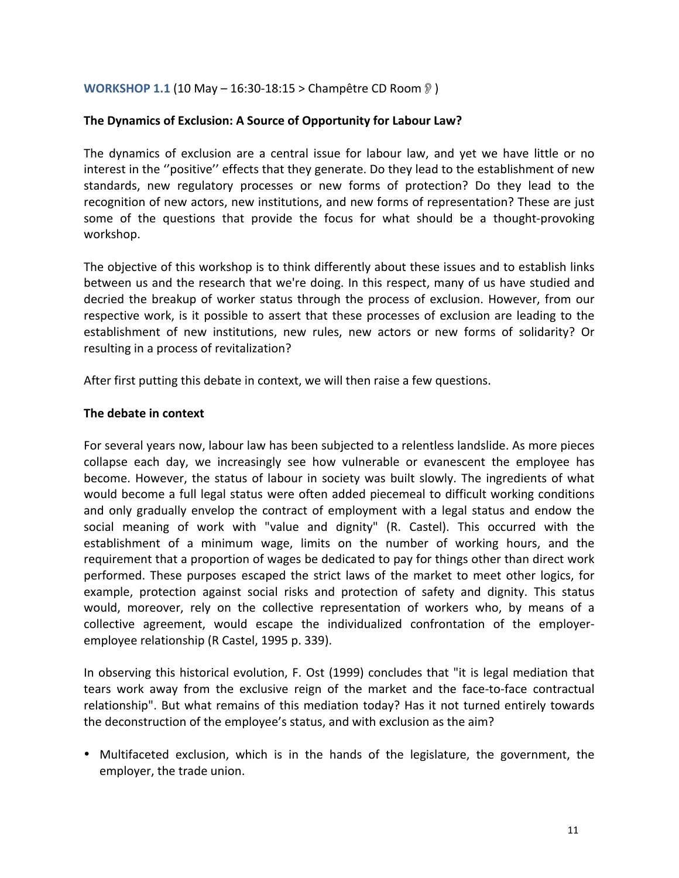**WORKSHOP 1.1** (10 May – 16:30-18:15 > Champêtre CD Room 👂 )

**The Dynamics of Exclusion: A Source of Opportunity for Labour Law?**

The dynamics of exclusion are a central issue for labour law, and yet we have little or no interest in the ''positive'' effects that they generate. Do they lead to the establishment of new standards, new regulatory processes or new forms of protection? Do they lead to the recognition of new actors, new institutions, and new forms of representation? These are just some of the questions that provide the focus for what should be a thought-provoking workshop.

The objective of this workshop is to think differently about these issues and to establish links between us and the research that we're doing. In this respect, many of us have studied and decried the breakup of worker status through the process of exclusion. However, from our respective work, is it possible to assert that these processes of exclusion are leading to the establishment of new institutions, new rules, new actors or new forms of solidarity? Or resulting in a process of revitalization?

After first putting this debate in context, we will then raise a few questions.

**The debate in context**

For several years now, labour law has been subjected to a relentless landslide. As more pieces collapse each day, we increasingly see how vulnerable or evanescent the employee has become. However, the status of labour in society was built slowly. The ingredients of what would become a full legal status were often added piecemeal to difficult working conditions and only gradually envelop the contract of employment with a legal status and endow the social meaning of work with "value and dignity" (R. Castel). This occurred with the establishment of a minimum wage, limits on the number of working hours, and the requirement that a proportion of wages be dedicated to pay for things other than direct work performed. These purposes escaped the strict laws of the market to meet other logics, for example, protection against social risks and protection of safety and dignity. This status would, moreover, rely on the collective representation of workers who, by means of a collective agreement, would escape the individualized confrontation of the employer-employee relationship (R Castel, 1995 p. 339).

In observing this historical evolution, F. Ost (1999) concludes that "it is legal mediation that tears work away from the exclusive reign of the market and the face-to-face contractual relationship". But what remains of this mediation today? Has it not turned entirely towards the deconstruction of the employee's status, and with exclusion as the aim?

- Multifaceted exclusion, which is in the hands of the legislature, the government, the employer, the trade union.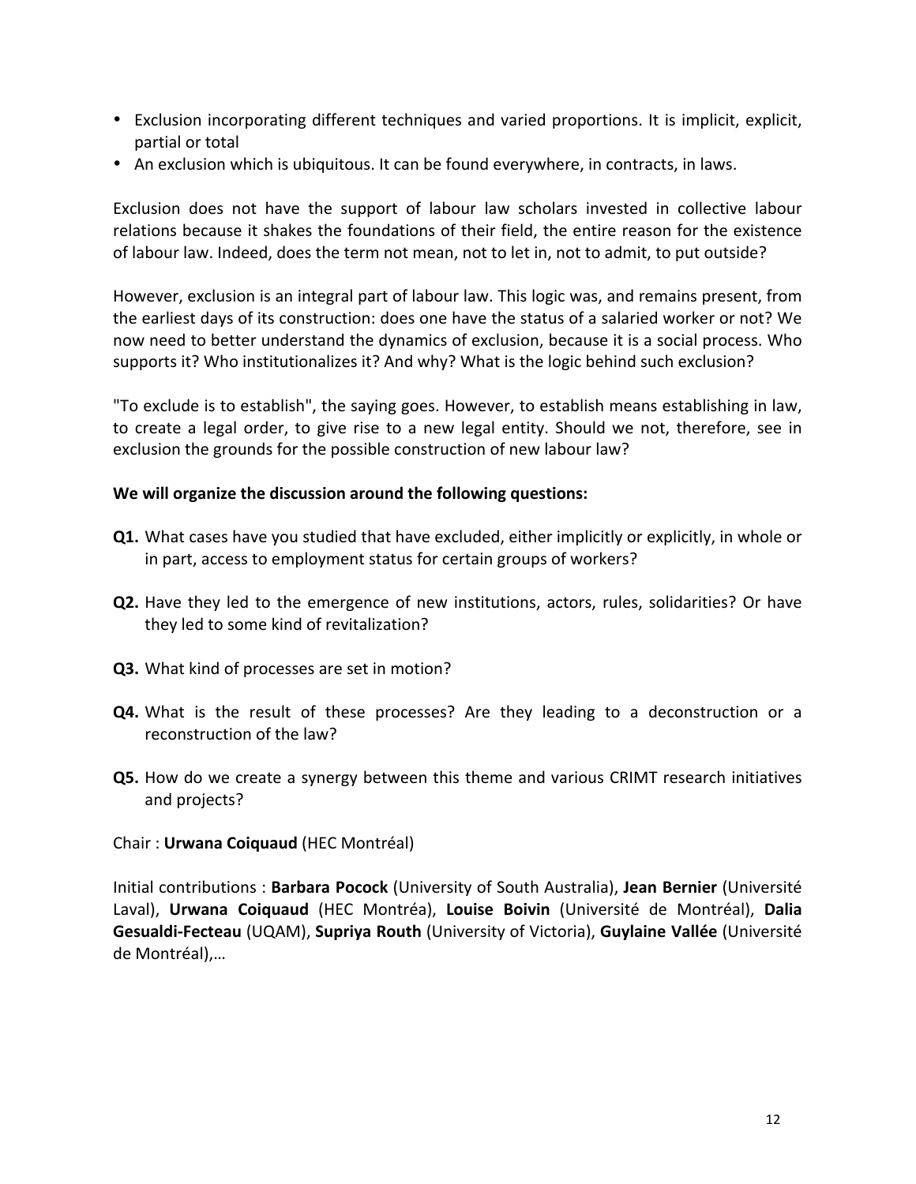- Exclusion incorporating different techniques and varied proportions. It is implicit, explicit, partial or total
- An exclusion which is ubiquitous. It can be found everywhere, in contracts, in laws.

Exclusion does not have the support of labour law scholars invested in collective labour relations because it shakes the foundations of their field, the entire reason for the existence of labour law. Indeed, does the term not mean, not to let in, not to admit, to put outside?

However, exclusion is an integral part of labour law. This logic was, and remains present, from the earliest days of its construction: does one have the status of a salaried worker or not? We now need to better understand the dynamics of exclusion, because it is a social process. Who supports it? Who institutionalizes it? And why? What is the logic behind such exclusion?

"To exclude is to establish", the saying goes. However, to establish means establishing in law, to create a legal order, to give rise to a new legal entity. Should we not, therefore, see in exclusion the grounds for the possible construction of new labour law?

**We will organize the discussion around the following questions:**

**Q1.** What cases have you studied that have excluded, either implicitly or explicitly, in whole or in part, access to employment status for certain groups of workers?

**Q2.** Have they led to the emergence of new institutions, actors, rules, solidarities? Or have they led to some kind of revitalization?

**Q3.** What kind of processes are set in motion?

**Q4.** What is the result of these processes? Are they leading to a deconstruction or a reconstruction of the law?

**Q5.** How do we create a synergy between this theme and various CRIMT research initiatives and projects?

Chair : **Urwana Coiquaud** (HEC Montréal)

Initial contributions : **Barbara Pocock** (University of South Australia), **Jean Bernier** (Université Laval), **Urwana Coiquaud** (HEC Montréa), **Louise Boivin** (Université de Montréal), **Dalia Gesualdi-Fecteau** (UQAM), **Supriya Routh** (University of Victoria), **Guylaine Vallée** (Université de Montréal),…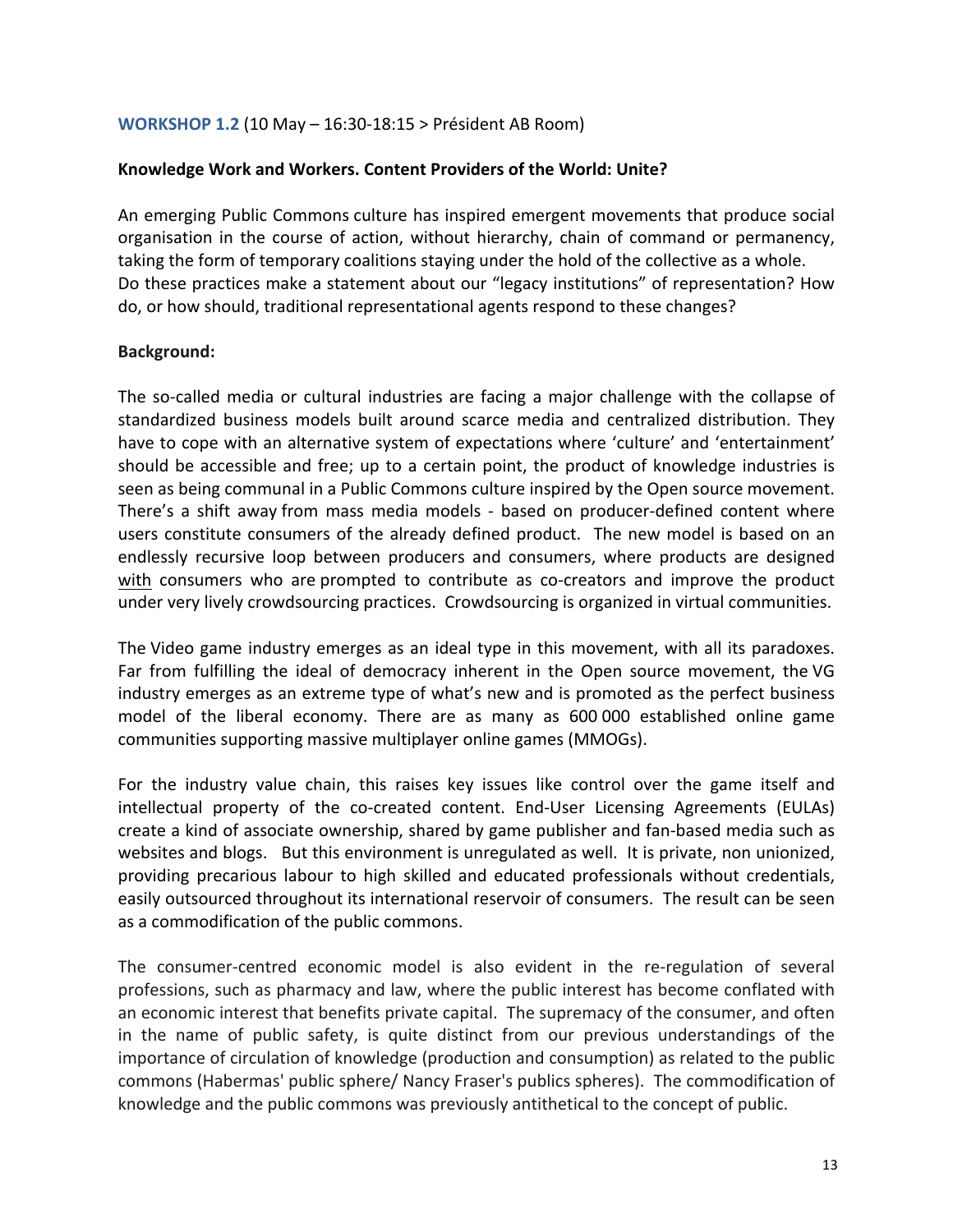**WORKSHOP 1.2** (10 May – 16:30-18:15 > Président AB Room)

**Knowledge Work and Workers. Content Providers of the World: Unite?**

An emerging Public Commons culture has inspired emergent movements that produce social organisation in the course of action, without hierarchy, chain of command or permanency, taking the form of temporary coalitions staying under the hold of the collective as a whole. Do these practices make a statement about our "legacy institutions" of representation? How do, or how should, traditional representational agents respond to these changes?

**Background:**

The so-called media or cultural industries are facing a major challenge with the collapse of standardized business models built around scarce media and centralized distribution. They have to cope with an alternative system of expectations where 'culture' and 'entertainment' should be accessible and free; up to a certain point, the product of knowledge industries is seen as being communal in a Public Commons culture inspired by the Open source movement. There's a shift away from mass media models - based on producer-defined content where users constitute consumers of the already defined product. The new model is based on an endlessly recursive loop between producers and consumers, where products are designed <u>with</u> consumers who are prompted to contribute as co-creators and improve the product under very lively crowdsourcing practices. Crowdsourcing is organized in virtual communities.

The Video game industry emerges as an ideal type in this movement, with all its paradoxes. Far from fulfilling the ideal of democracy inherent in the Open source movement, the VG industry emerges as an extreme type of what's new and is promoted as the perfect business model of the liberal economy. There are as many as 600 000 established online game communities supporting massive multiplayer online games (MMOGs).

For the industry value chain, this raises key issues like control over the game itself and intellectual property of the co-created content. End-User Licensing Agreements (EULAs) create a kind of associate ownership, shared by game publisher and fan-based media such as websites and blogs. But this environment is unregulated as well. It is private, non unionized, providing precarious labour to high skilled and educated professionals without credentials, easily outsourced throughout its international reservoir of consumers. The result can be seen as a commodification of the public commons.

The consumer-centred economic model is also evident in the re-regulation of several professions, such as pharmacy and law, where the public interest has become conflated with an economic interest that benefits private capital. The supremacy of the consumer, and often in the name of public safety, is quite distinct from our previous understandings of the importance of circulation of knowledge (production and consumption) as related to the public commons (Habermas' public sphere/ Nancy Fraser's publics spheres). The commodification of knowledge and the public commons was previously antithetical to the concept of public.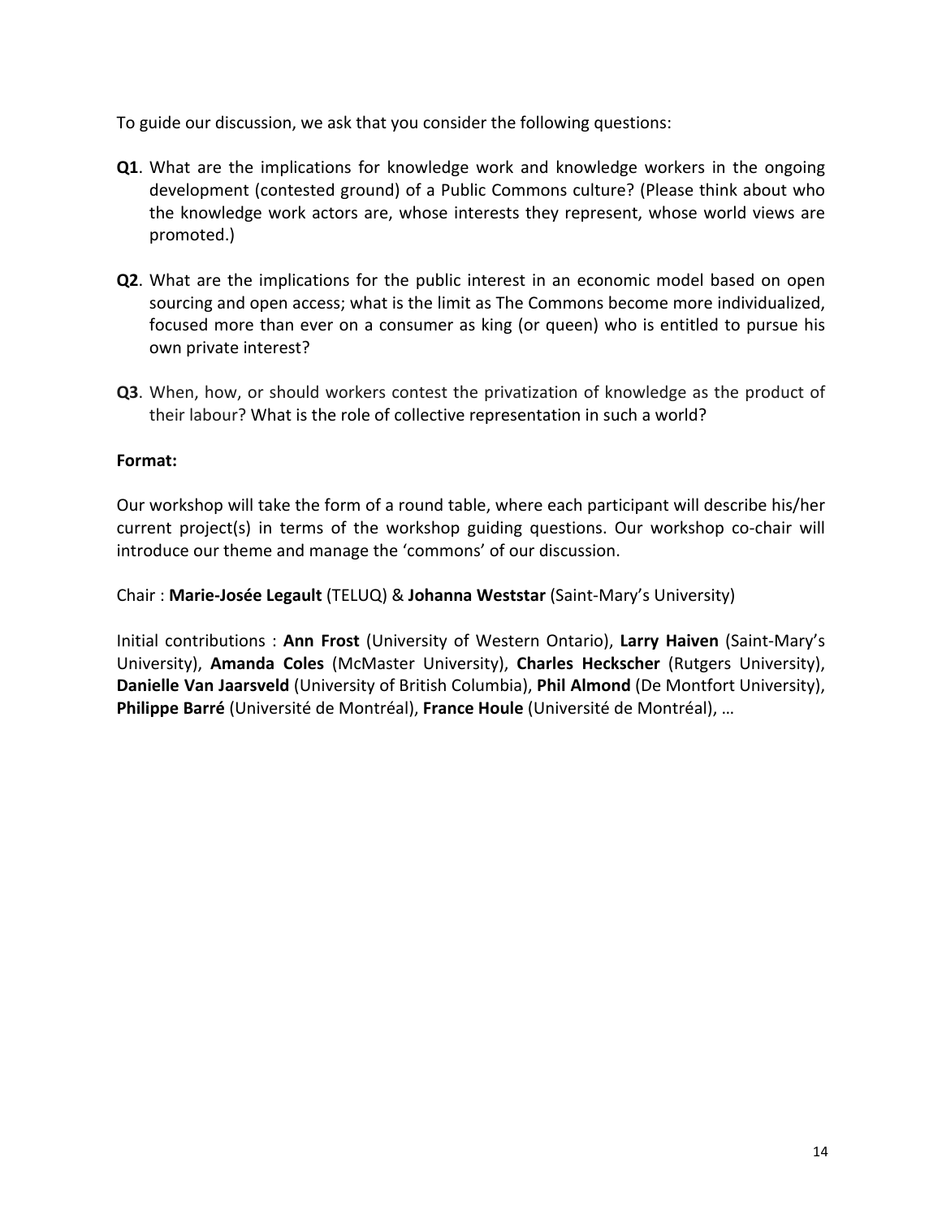To guide our discussion, we ask that you consider the following questions:

- **Q1**. What are the implications for knowledge work and knowledge workers in the ongoing development (contested ground) of a Public Commons culture? (Please think about who the knowledge work actors are, whose interests they represent, whose world views are promoted.)

- **Q2**. What are the implications for the public interest in an economic model based on open sourcing and open access; what is the limit as The Commons become more individualized, focused more than ever on a consumer as king (or queen) who is entitled to pursue his own private interest?

- **Q3**. When, how, or should workers contest the privatization of knowledge as the product of their labour? What is the role of collective representation in such a world?

**Format:**

Our workshop will take the form of a round table, where each participant will describe his/her current project(s) in terms of the workshop guiding questions. Our workshop co-chair will introduce our theme and manage the 'commons' of our discussion.

Chair : **Marie-Josée Legault** (TELUQ) & **Johanna Weststar** (Saint-Mary's University)

Initial contributions : **Ann Frost** (University of Western Ontario), **Larry Haiven** (Saint-Mary's University), **Amanda Coles** (McMaster University), **Charles Heckscher** (Rutgers University), **Danielle Van Jaarsveld** (University of British Columbia), **Phil Almond** (De Montfort University), **Philippe Barré** (Université de Montréal), **France Houle** (Université de Montréal), …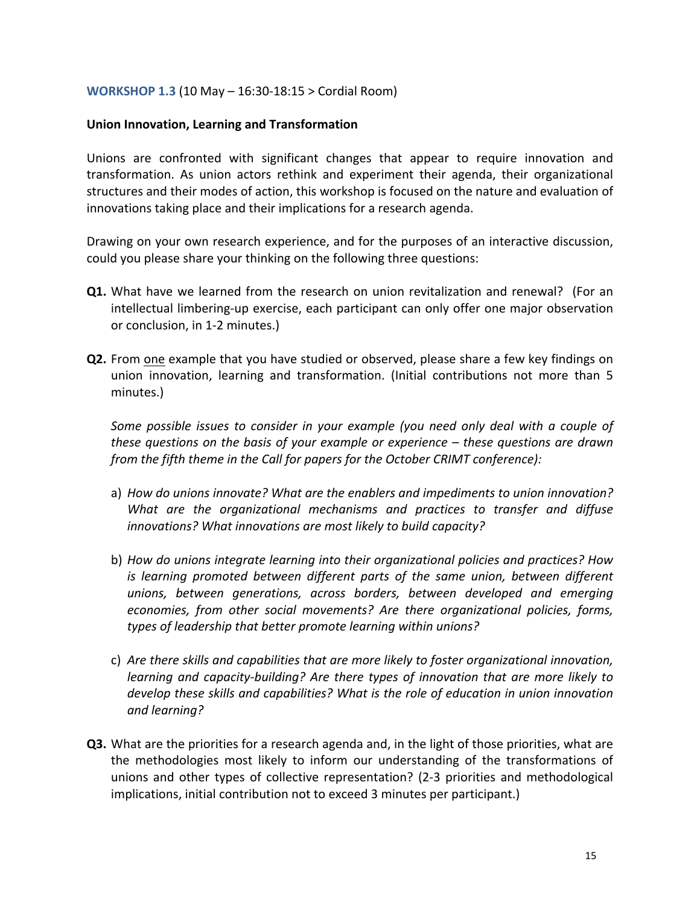**WORKSHOP 1.3** (10 May – 16:30-18:15 > Cordial Room)

**Union Innovation, Learning and Transformation**

Unions are confronted with significant changes that appear to require innovation and transformation. As union actors rethink and experiment their agenda, their organizational structures and their modes of action, this workshop is focused on the nature and evaluation of innovations taking place and their implications for a research agenda.

Drawing on your own research experience, and for the purposes of an interactive discussion, could you please share your thinking on the following three questions:

**Q1.** What have we learned from the research on union revitalization and renewal? (For an intellectual limbering-up exercise, each participant can only offer one major observation or conclusion, in 1-2 minutes.)

**Q2.** From one example that you have studied or observed, please share a few key findings on union innovation, learning and transformation. (Initial contributions not more than 5 minutes.)

*Some possible issues to consider in your example (you need only deal with a couple of these questions on the basis of your example or experience – these questions are drawn from the fifth theme in the Call for papers for the October CRIMT conference):*

a) *How do unions innovate? What are the enablers and impediments to union innovation? What are the organizational mechanisms and practices to transfer and diffuse innovations? What innovations are most likely to build capacity?*

b) *How do unions integrate learning into their organizational policies and practices? How is learning promoted between different parts of the same union, between different unions, between generations, across borders, between developed and emerging economies, from other social movements? Are there organizational policies, forms, types of leadership that better promote learning within unions?*

c) *Are there skills and capabilities that are more likely to foster organizational innovation, learning and capacity-building? Are there types of innovation that are more likely to develop these skills and capabilities? What is the role of education in union innovation and learning?*

**Q3.** What are the priorities for a research agenda and, in the light of those priorities, what are the methodologies most likely to inform our understanding of the transformations of unions and other types of collective representation? (2-3 priorities and methodological implications, initial contribution not to exceed 3 minutes per participant.)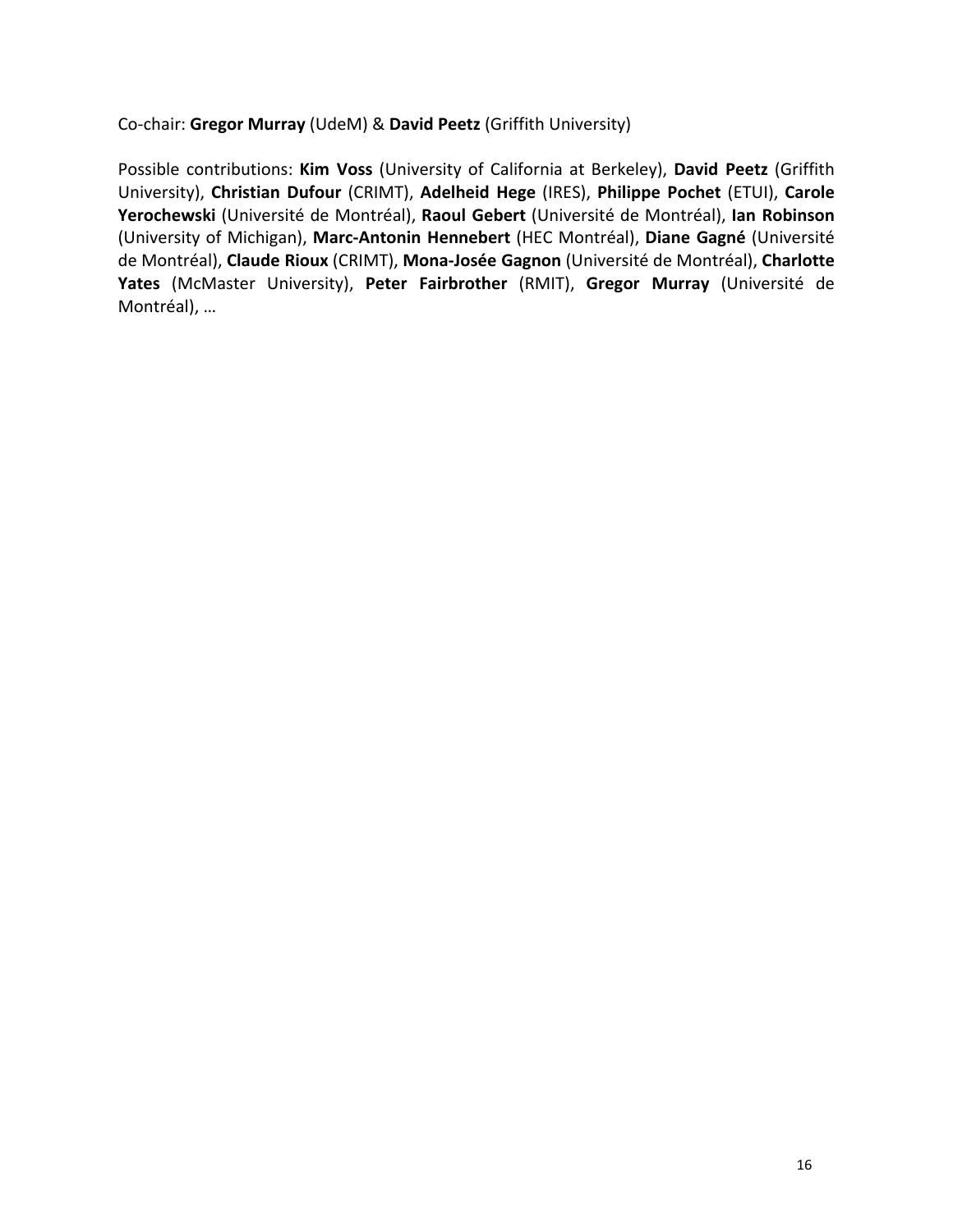Co-chair: **Gregor Murray** (UdeM) & **David Peetz** (Griffith University)

Possible contributions: **Kim Voss** (University of California at Berkeley), **David Peetz** (Griffith University), **Christian Dufour** (CRIMT), **Adelheid Hege** (IRES), **Philippe Pochet** (ETUI), **Carole Yerochewski** (Université de Montréal), **Raoul Gebert** (Université de Montréal), **Ian Robinson** (University of Michigan), **Marc-Antonin Hennebert** (HEC Montréal), **Diane Gagné** (Université de Montréal), **Claude Rioux** (CRIMT), **Mona-Josée Gagnon** (Université de Montréal), **Charlotte Yates** (McMaster University), **Peter Fairbrother** (RMIT), **Gregor Murray** (Université de Montréal), …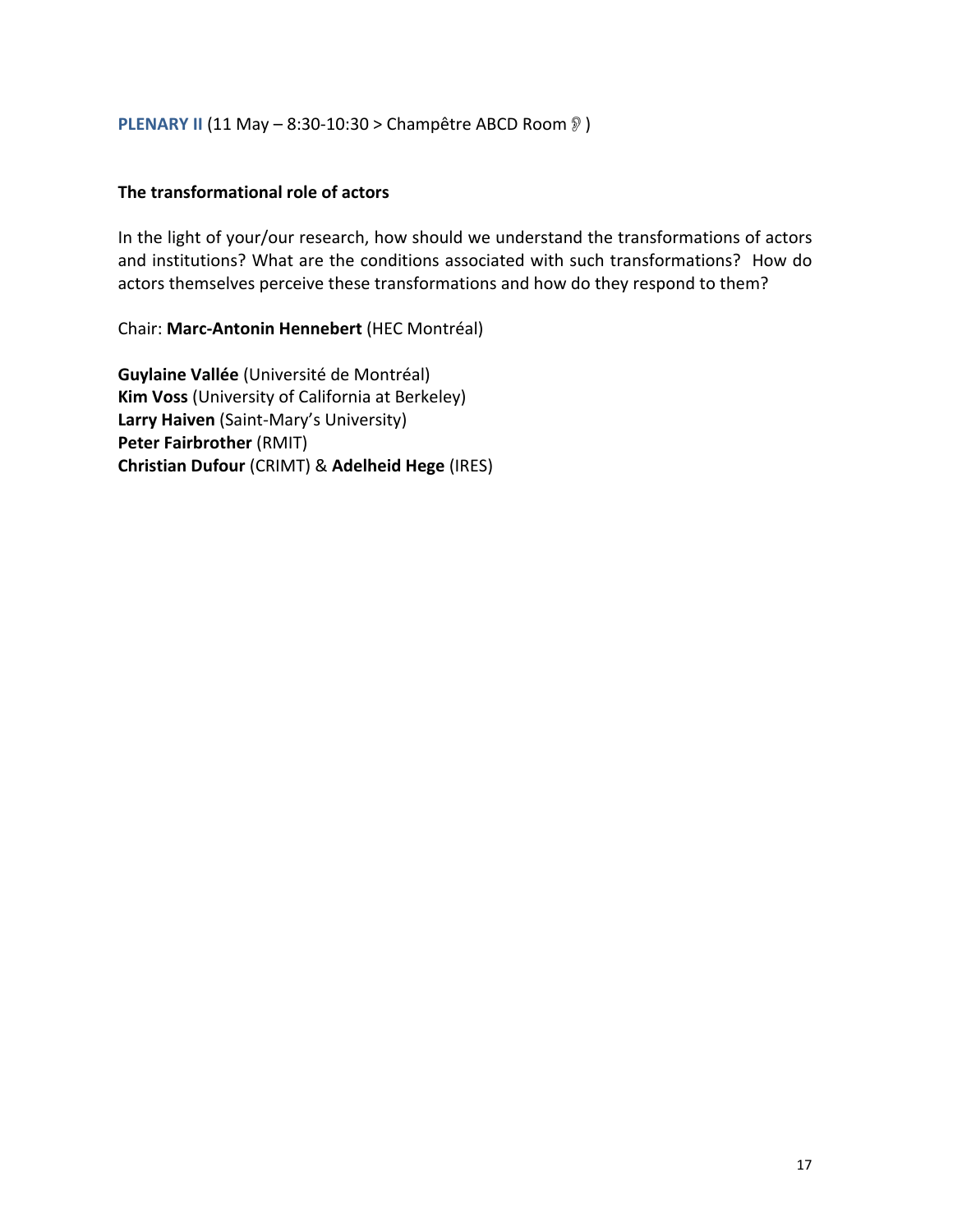**PLENARY II** (11 May – 8:30-10:30 > Champêtre ABCD Room 👂)

**The transformational role of actors**

In the light of your/our research, how should we understand the transformations of actors and institutions? What are the conditions associated with such transformations? How do actors themselves perceive these transformations and how do they respond to them?

Chair: **Marc-Antonin Hennebert** (HEC Montréal)

**Guylaine Vallée** (Université de Montréal)
**Kim Voss** (University of California at Berkeley)
**Larry Haiven** (Saint-Mary's University)
**Peter Fairbrother** (RMIT)
**Christian Dufour** (CRIMT) & **Adelheid Hege** (IRES)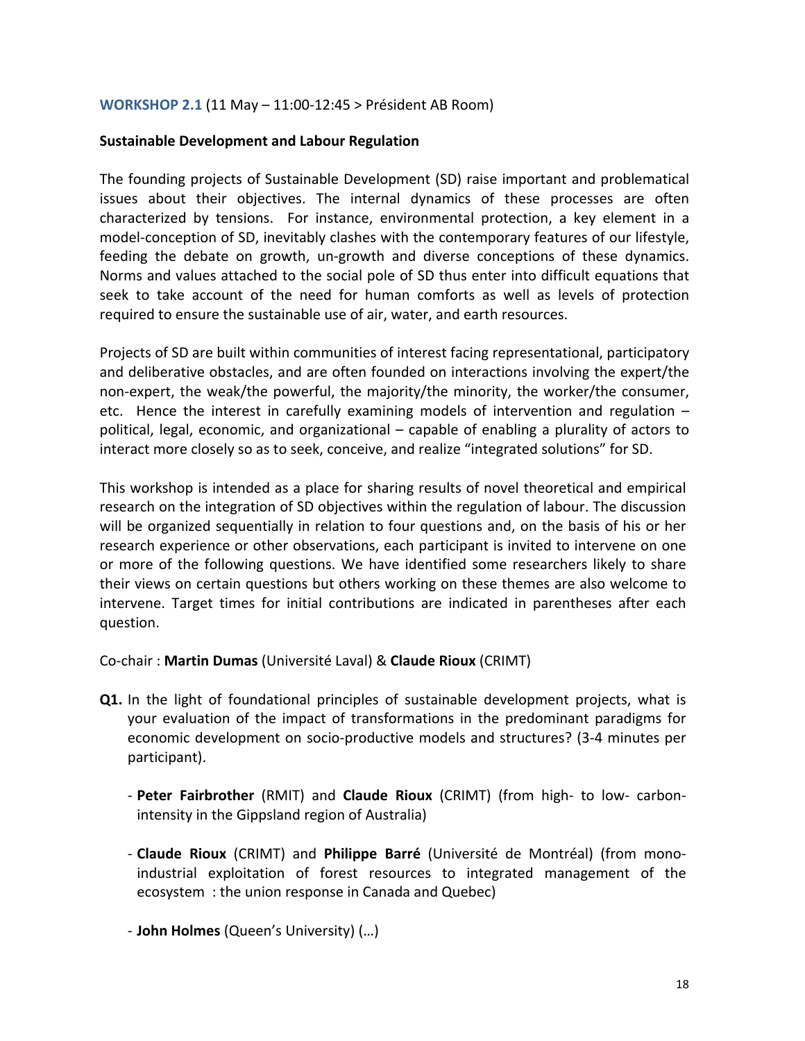**WORKSHOP 2.1** (11 May – 11:00-12:45 > Président AB Room)

**Sustainable Development and Labour Regulation**

The founding projects of Sustainable Development (SD) raise important and problematical issues about their objectives. The internal dynamics of these processes are often characterized by tensions. For instance, environmental protection, a key element in a model-conception of SD, inevitably clashes with the contemporary features of our lifestyle, feeding the debate on growth, un-growth and diverse conceptions of these dynamics. Norms and values attached to the social pole of SD thus enter into difficult equations that seek to take account of the need for human comforts as well as levels of protection required to ensure the sustainable use of air, water, and earth resources.

Projects of SD are built within communities of interest facing representational, participatory and deliberative obstacles, and are often founded on interactions involving the expert/the non-expert, the weak/the powerful, the majority/the minority, the worker/the consumer, etc. Hence the interest in carefully examining models of intervention and regulation – political, legal, economic, and organizational – capable of enabling a plurality of actors to interact more closely so as to seek, conceive, and realize "integrated solutions" for SD.

This workshop is intended as a place for sharing results of novel theoretical and empirical research on the integration of SD objectives within the regulation of labour. The discussion will be organized sequentially in relation to four questions and, on the basis of his or her research experience or other observations, each participant is invited to intervene on one or more of the following questions. We have identified some researchers likely to share their views on certain questions but others working on these themes are also welcome to intervene. Target times for initial contributions are indicated in parentheses after each question.

Co-chair : **Martin Dumas** (Université Laval) & **Claude Rioux** (CRIMT)

**Q1.** In the light of foundational principles of sustainable development projects, what is your evaluation of the impact of transformations in the predominant paradigms for economic development on socio-productive models and structures? (3-4 minutes per participant).

- **Peter Fairbrother** (RMIT) and **Claude Rioux** (CRIMT) (from high- to low- carbon-intensity in the Gippsland region of Australia)
- **Claude Rioux** (CRIMT) and **Philippe Barré** (Université de Montréal) (from mono-industrial exploitation of forest resources to integrated management of the ecosystem : the union response in Canada and Quebec)
- **John Holmes** (Queen's University) (…)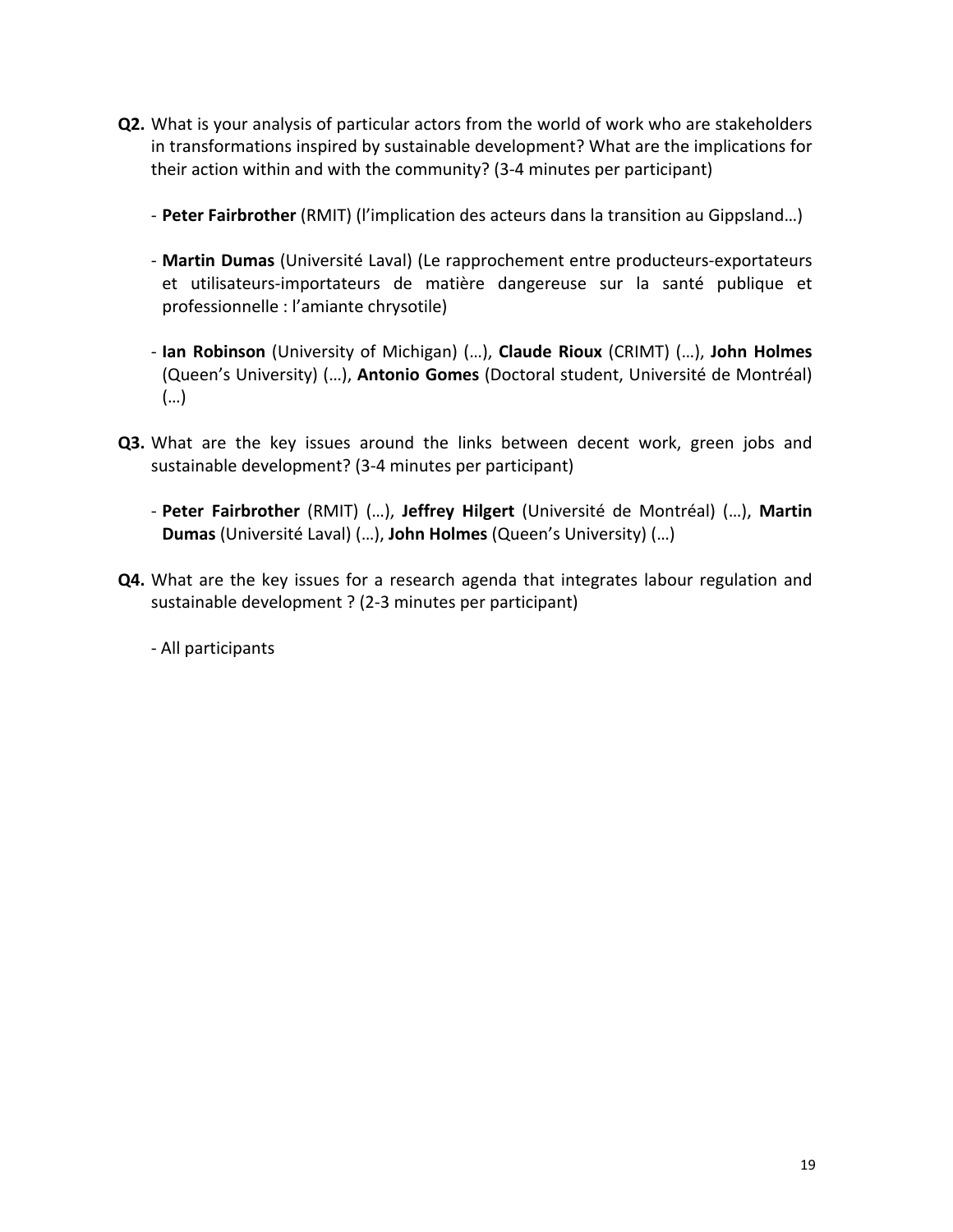**Q2.** What is your analysis of particular actors from the world of work who are stakeholders in transformations inspired by sustainable development? What are the implications for their action within and with the community? (3-4 minutes per participant)

- **Peter Fairbrother** (RMIT) (l'implication des acteurs dans la transition au Gippsland…)

- **Martin Dumas** (Université Laval) (Le rapprochement entre producteurs-exportateurs et utilisateurs-importateurs de matière dangereuse sur la santé publique et professionnelle : l'amiante chrysotile)

- **Ian Robinson** (University of Michigan) (…), **Claude Rioux** (CRIMT) (…), **John Holmes** (Queen's University) (…), **Antonio Gomes** (Doctoral student, Université de Montréal) (…)

**Q3.** What are the key issues around the links between decent work, green jobs and sustainable development? (3-4 minutes per participant)

- **Peter Fairbrother** (RMIT) (…), **Jeffrey Hilgert** (Université de Montréal) (…), **Martin Dumas** (Université Laval) (…), **John Holmes** (Queen's University) (…)

**Q4.** What are the key issues for a research agenda that integrates labour regulation and sustainable development ? (2-3 minutes per participant)

- All participants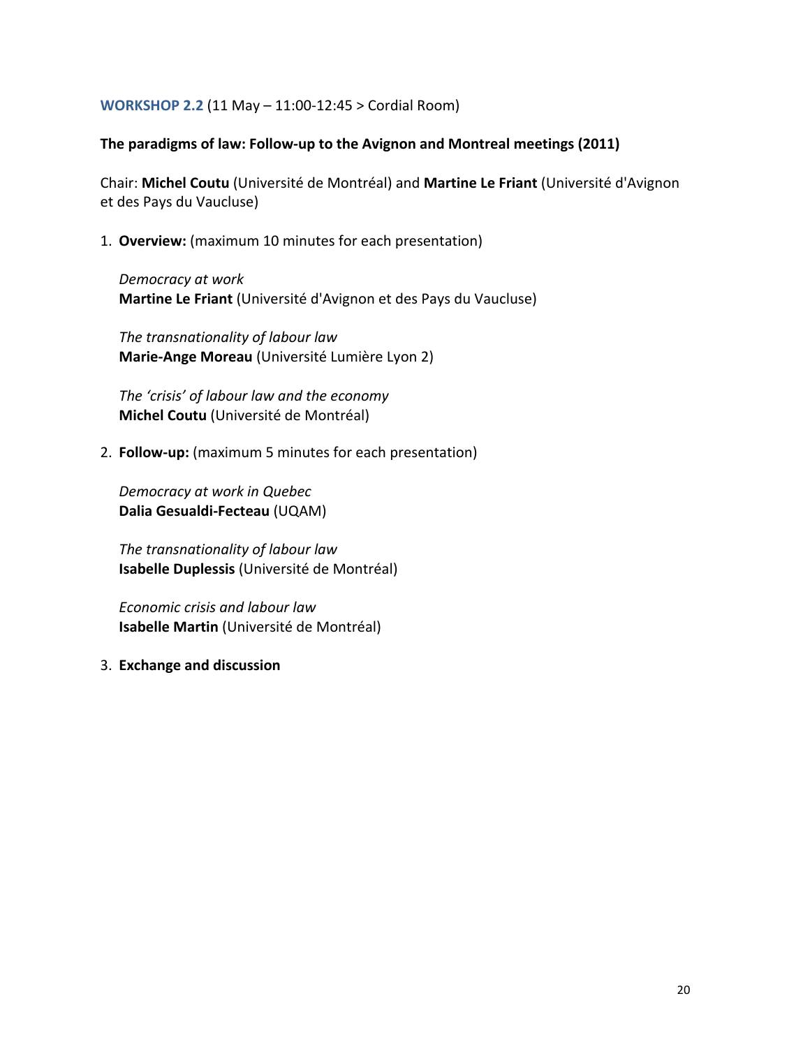**WORKSHOP 2.2** (11 May – 11:00-12:45 > Cordial Room)

**The paradigms of law: Follow-up to the Avignon and Montreal meetings (2011)**

Chair: **Michel Coutu** (Université de Montréal) and **Martine Le Friant** (Université d'Avignon et des Pays du Vaucluse)

1. **Overview:** (maximum 10 minutes for each presentation)

   *Democracy at work*
   **Martine Le Friant** (Université d'Avignon et des Pays du Vaucluse)

   *The transnationality of labour law*
   **Marie-Ange Moreau** (Université Lumière Lyon 2)

   *The 'crisis' of labour law and the economy*
   **Michel Coutu** (Université de Montréal)

2. **Follow-up:** (maximum 5 minutes for each presentation)

   *Democracy at work in Quebec*
   **Dalia Gesualdi-Fecteau** (UQAM)

   *The transnationality of labour law*
   **Isabelle Duplessis** (Université de Montréal)

   *Economic crisis and labour law*
   **Isabelle Martin** (Université de Montréal)

3. **Exchange and discussion**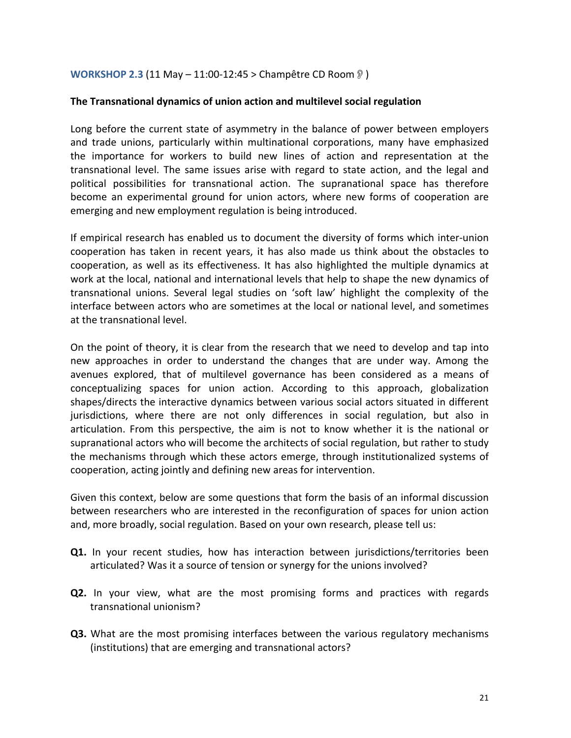**WORKSHOP 2.3** (11 May – 11:00-12:45 > Champêtre CD Room 👂)

**The Transnational dynamics of union action and multilevel social regulation**

Long before the current state of asymmetry in the balance of power between employers and trade unions, particularly within multinational corporations, many have emphasized the importance for workers to build new lines of action and representation at the transnational level. The same issues arise with regard to state action, and the legal and political possibilities for transnational action. The supranational space has therefore become an experimental ground for union actors, where new forms of cooperation are emerging and new employment regulation is being introduced.

If empirical research has enabled us to document the diversity of forms which inter-union cooperation has taken in recent years, it has also made us think about the obstacles to cooperation, as well as its effectiveness. It has also highlighted the multiple dynamics at work at the local, national and international levels that help to shape the new dynamics of transnational unions. Several legal studies on 'soft law' highlight the complexity of the interface between actors who are sometimes at the local or national level, and sometimes at the transnational level.

On the point of theory, it is clear from the research that we need to develop and tap into new approaches in order to understand the changes that are under way. Among the avenues explored, that of multilevel governance has been considered as a means of conceptualizing spaces for union action. According to this approach, globalization shapes/directs the interactive dynamics between various social actors situated in different jurisdictions, where there are not only differences in social regulation, but also in articulation. From this perspective, the aim is not to know whether it is the national or supranational actors who will become the architects of social regulation, but rather to study the mechanisms through which these actors emerge, through institutionalized systems of cooperation, acting jointly and defining new areas for intervention.

Given this context, below are some questions that form the basis of an informal discussion between researchers who are interested in the reconfiguration of spaces for union action and, more broadly, social regulation. Based on your own research, please tell us:

**Q1.** In your recent studies, how has interaction between jurisdictions/territories been articulated? Was it a source of tension or synergy for the unions involved?

**Q2.** In your view, what are the most promising forms and practices with regards transnational unionism?

**Q3.** What are the most promising interfaces between the various regulatory mechanisms (institutions) that are emerging and transnational actors?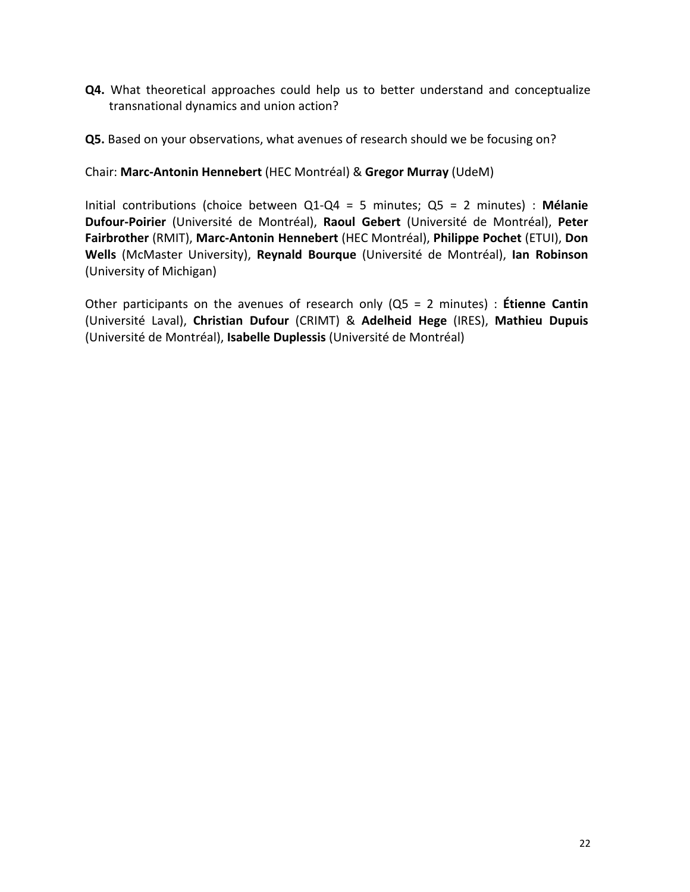**Q4.** What theoretical approaches could help us to better understand and conceptualize transnational dynamics and union action?

**Q5.** Based on your observations, what avenues of research should we be focusing on?

Chair: **Marc-Antonin Hennebert** (HEC Montréal) & **Gregor Murray** (UdeM)

Initial contributions (choice between Q1-Q4 = 5 minutes; Q5 = 2 minutes) : **Mélanie Dufour-Poirier** (Université de Montréal), **Raoul Gebert** (Université de Montréal), **Peter Fairbrother** (RMIT), **Marc-Antonin Hennebert** (HEC Montréal), **Philippe Pochet** (ETUI), **Don Wells** (McMaster University), **Reynald Bourque** (Université de Montréal), **Ian Robinson** (University of Michigan)

Other participants on the avenues of research only (Q5 = 2 minutes) : **Étienne Cantin** (Université Laval), **Christian Dufour** (CRIMT) & **Adelheid Hege** (IRES), **Mathieu Dupuis** (Université de Montréal), **Isabelle Duplessis** (Université de Montréal)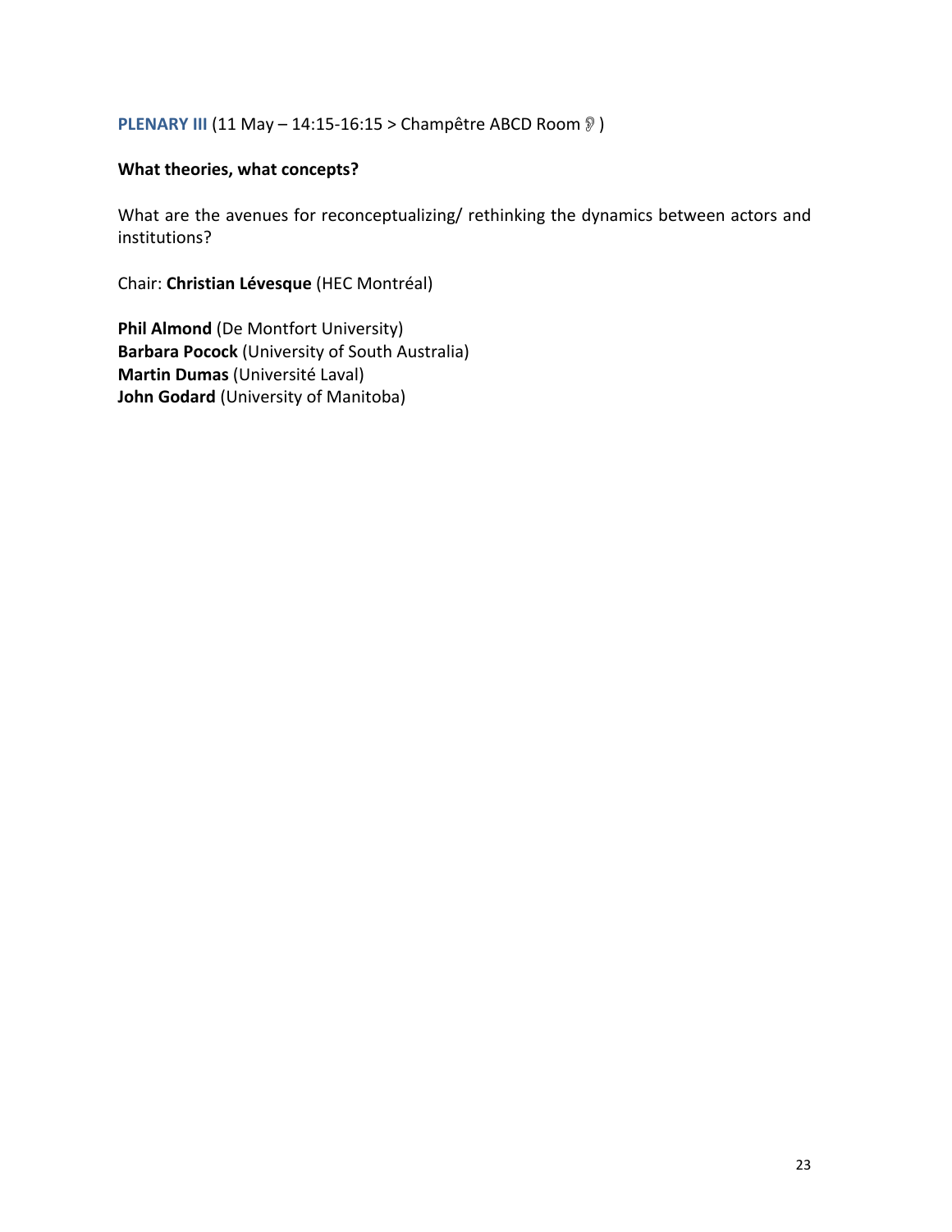**PLENARY III** (11 May – 14:15-16:15 > Champêtre ABCD Room 👂)

**What theories, what concepts?**

What are the avenues for reconceptualizing/ rethinking the dynamics between actors and institutions?

Chair: **Christian Lévesque** (HEC Montréal)

**Phil Almond** (De Montfort University)
**Barbara Pocock** (University of South Australia)
**Martin Dumas** (Université Laval)
**John Godard** (University of Manitoba)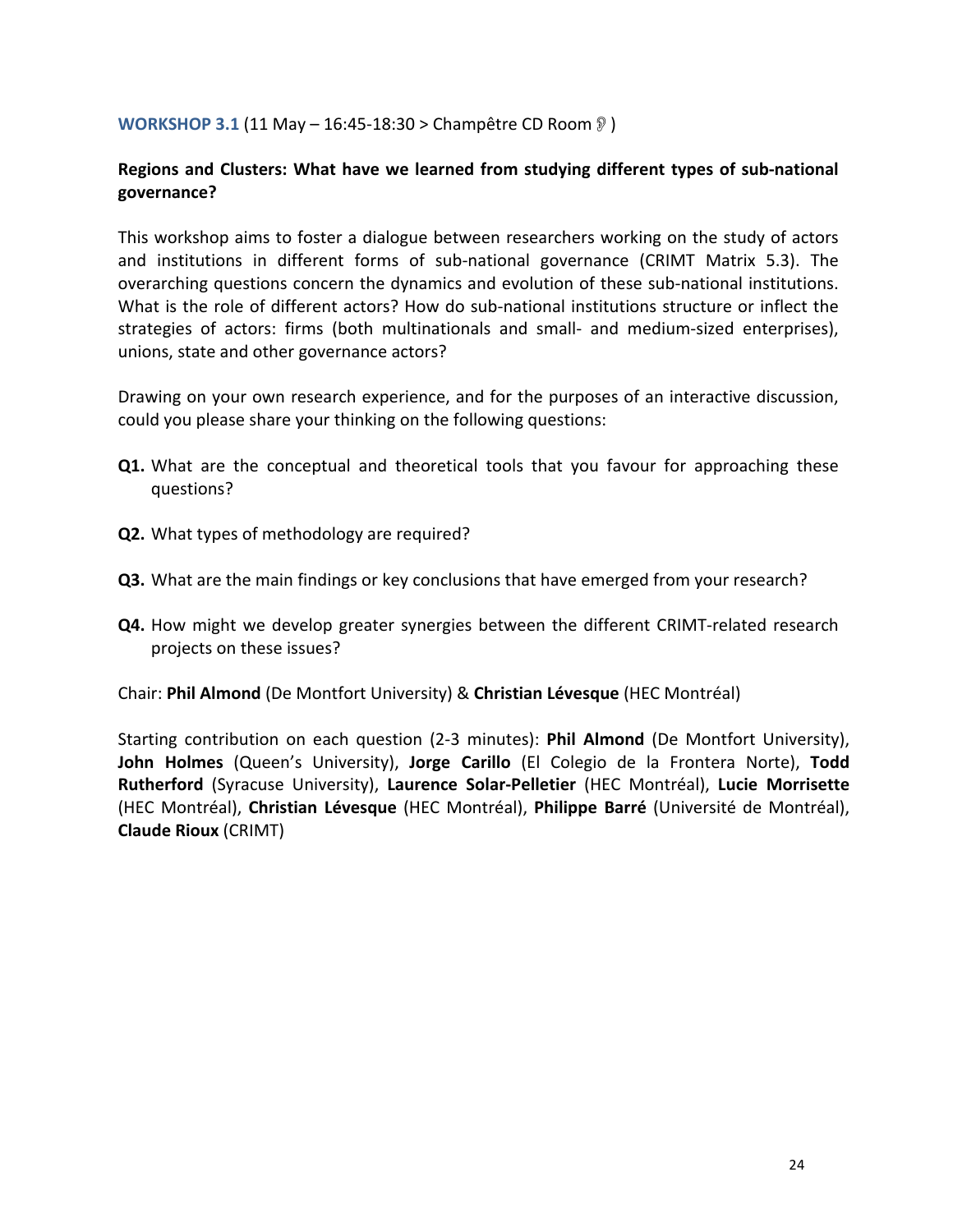**WORKSHOP 3.1** (11 May – 16:45-18:30 > Champêtre CD Room 👂 )

## Regions and Clusters: What have we learned from studying different types of sub-national governance?

This workshop aims to foster a dialogue between researchers working on the study of actors and institutions in different forms of sub-national governance (CRIMT Matrix 5.3). The overarching questions concern the dynamics and evolution of these sub-national institutions. What is the role of different actors? How do sub-national institutions structure or inflect the strategies of actors: firms (both multinationals and small- and medium-sized enterprises), unions, state and other governance actors?

Drawing on your own research experience, and for the purposes of an interactive discussion, could you please share your thinking on the following questions:

- **Q1.** What are the conceptual and theoretical tools that you favour for approaching these questions?
- **Q2.** What types of methodology are required?
- **Q3.** What are the main findings or key conclusions that have emerged from your research?
- **Q4.** How might we develop greater synergies between the different CRIMT-related research projects on these issues?

Chair: **Phil Almond** (De Montfort University) & **Christian Lévesque** (HEC Montréal)

Starting contribution on each question (2-3 minutes): **Phil Almond** (De Montfort University), **John Holmes** (Queen's University), **Jorge Carillo** (El Colegio de la Frontera Norte), **Todd Rutherford** (Syracuse University), **Laurence Solar-Pelletier** (HEC Montréal), **Lucie Morrisette** (HEC Montréal), **Christian Lévesque** (HEC Montréal), **Philippe Barré** (Université de Montréal), **Claude Rioux** (CRIMT)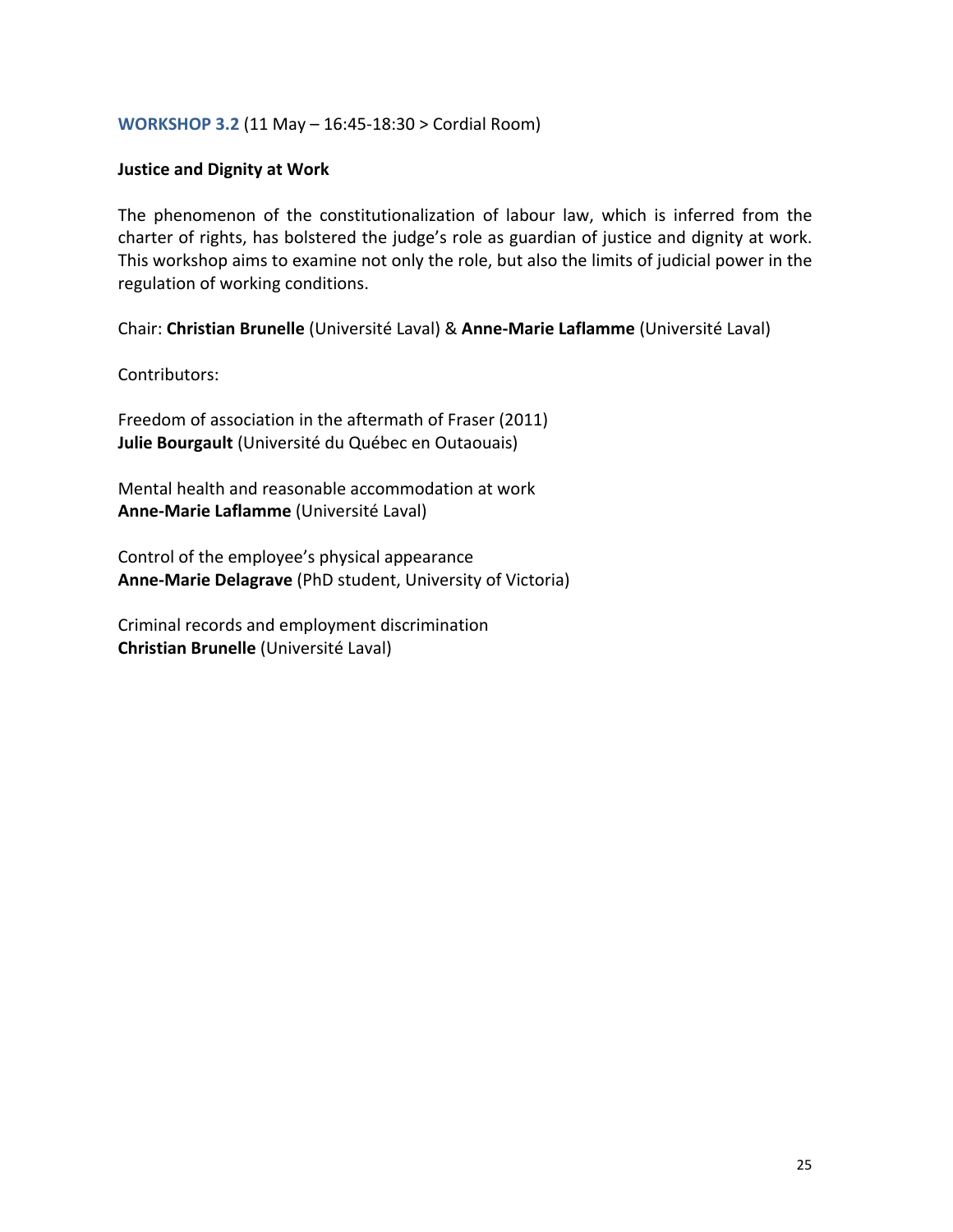**WORKSHOP 3.2** (11 May – 16:45-18:30 > Cordial Room)

**Justice and Dignity at Work**

The phenomenon of the constitutionalization of labour law, which is inferred from the charter of rights, has bolstered the judge's role as guardian of justice and dignity at work. This workshop aims to examine not only the role, but also the limits of judicial power in the regulation of working conditions.

Chair: **Christian Brunelle** (Université Laval) & **Anne-Marie Laflamme** (Université Laval)

Contributors:

Freedom of association in the aftermath of Fraser (2011)
**Julie Bourgault** (Université du Québec en Outaouais)

Mental health and reasonable accommodation at work
**Anne-Marie Laflamme** (Université Laval)

Control of the employee's physical appearance
**Anne-Marie Delagrave** (PhD student, University of Victoria)

Criminal records and employment discrimination
**Christian Brunelle** (Université Laval)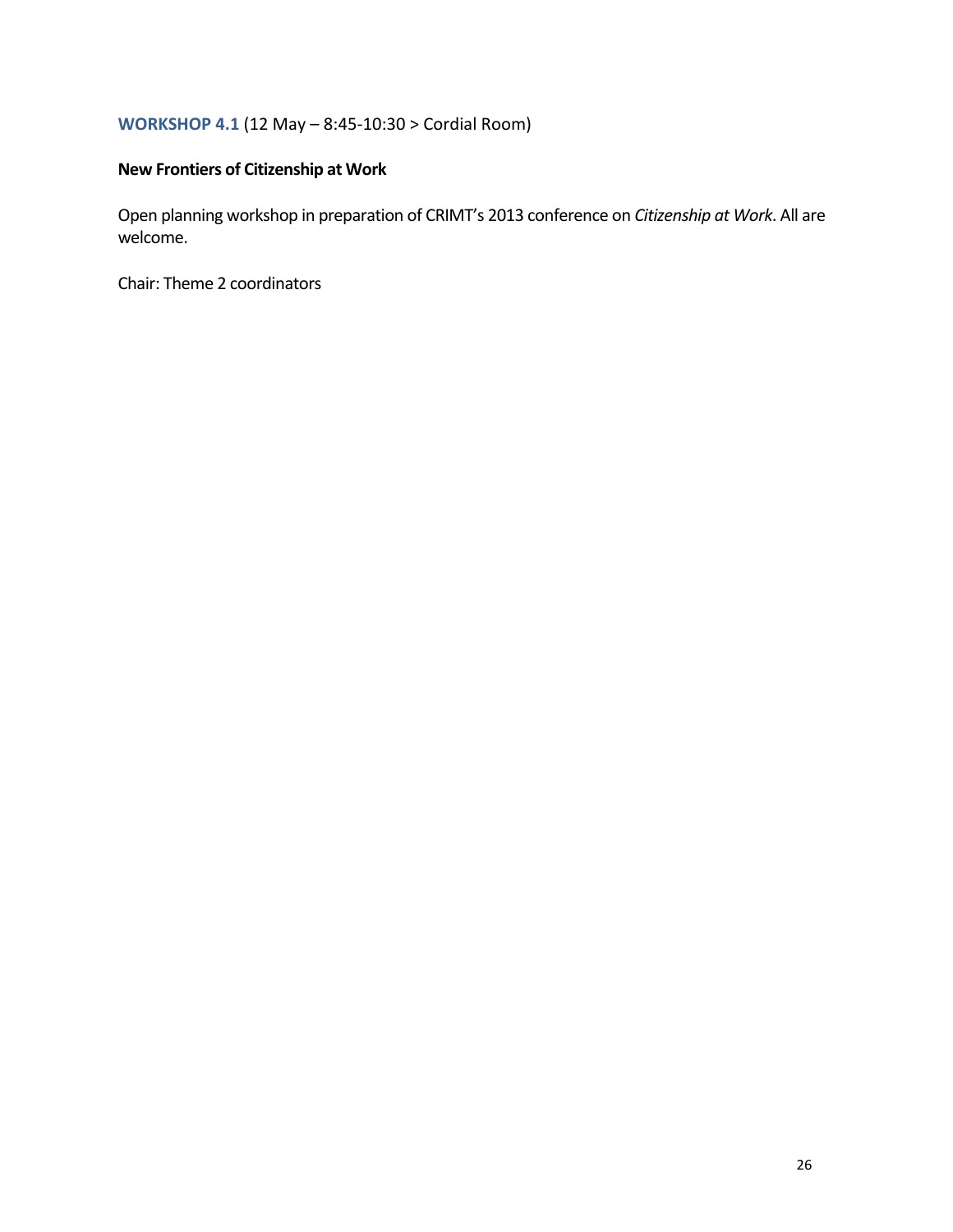**WORKSHOP 4.1** (12 May – 8:45-10:30 > Cordial Room)

**New Frontiers of Citizenship at Work**

Open planning workshop in preparation of CRIMT's 2013 conference on *Citizenship at Work*. All are welcome.

Chair: Theme 2 coordinators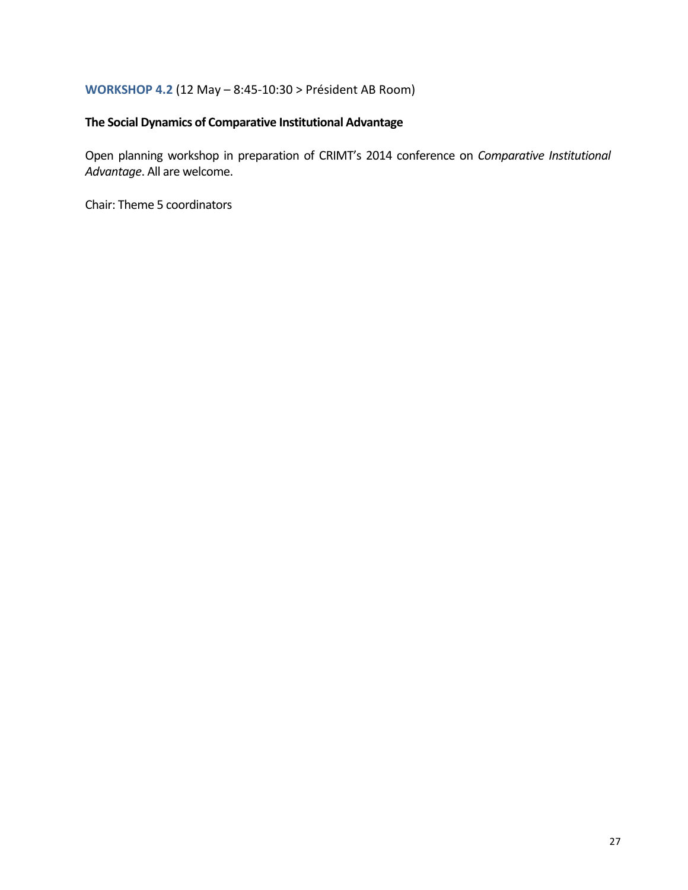**WORKSHOP 4.2** (12 May – 8:45-10:30 > Président AB Room)

**The Social Dynamics of Comparative Institutional Advantage**

Open planning workshop in preparation of CRIMT's 2014 conference on *Comparative Institutional Advantage*. All are welcome.

Chair: Theme 5 coordinators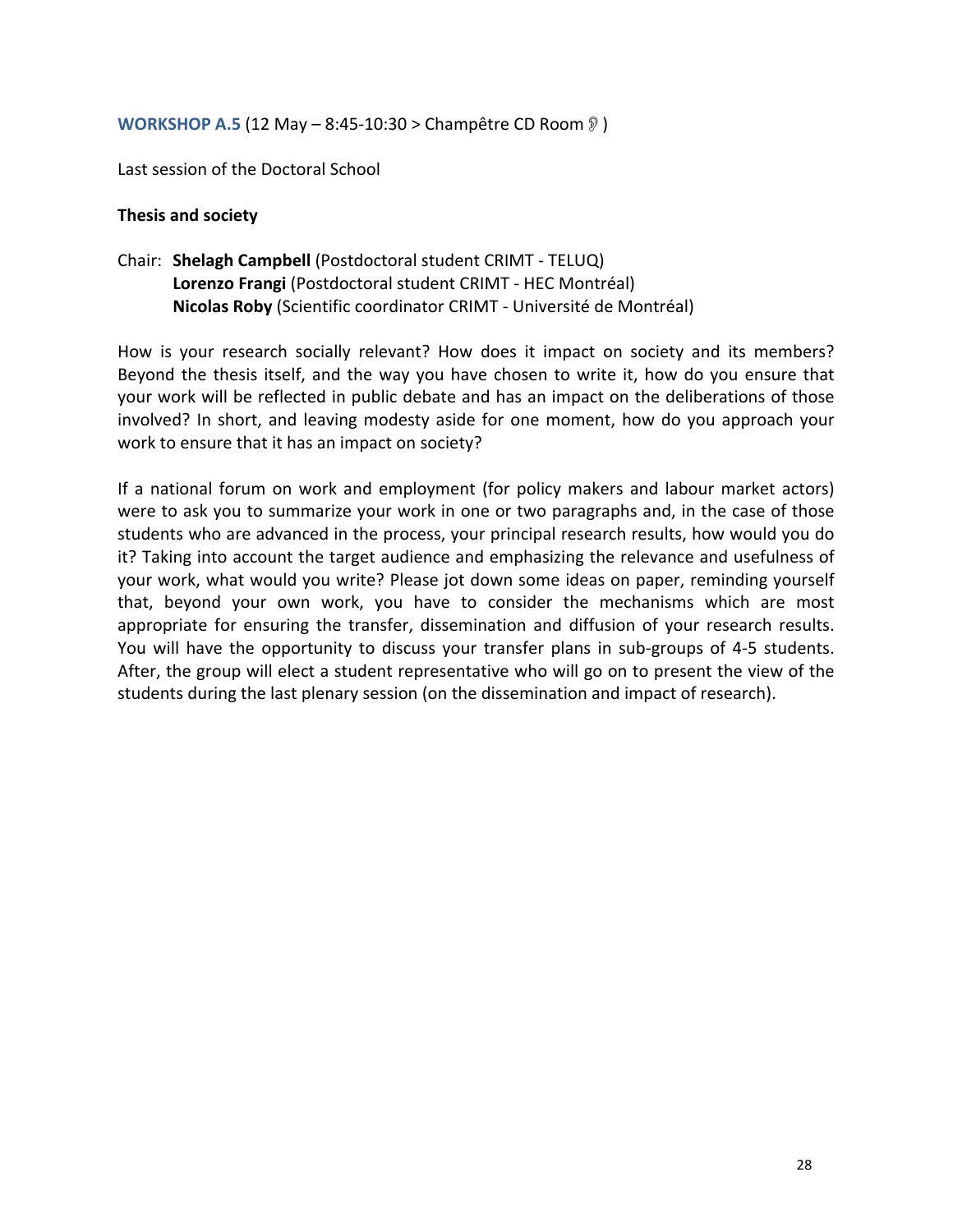**WORKSHOP A.5** (12 May – 8:45-10:30 > Champêtre CD Room 👂 )

Last session of the Doctoral School

**Thesis and society**

Chair: **Shelagh Campbell** (Postdoctoral student CRIMT - TELUQ)
**Lorenzo Frangi** (Postdoctoral student CRIMT - HEC Montréal)
**Nicolas Roby** (Scientific coordinator CRIMT - Université de Montréal)

How is your research socially relevant? How does it impact on society and its members? Beyond the thesis itself, and the way you have chosen to write it, how do you ensure that your work will be reflected in public debate and has an impact on the deliberations of those involved? In short, and leaving modesty aside for one moment, how do you approach your work to ensure that it has an impact on society?

If a national forum on work and employment (for policy makers and labour market actors) were to ask you to summarize your work in one or two paragraphs and, in the case of those students who are advanced in the process, your principal research results, how would you do it? Taking into account the target audience and emphasizing the relevance and usefulness of your work, what would you write? Please jot down some ideas on paper, reminding yourself that, beyond your own work, you have to consider the mechanisms which are most appropriate for ensuring the transfer, dissemination and diffusion of your research results. You will have the opportunity to discuss your transfer plans in sub-groups of 4-5 students. After, the group will elect a student representative who will go on to present the view of the students during the last plenary session (on the dissemination and impact of research).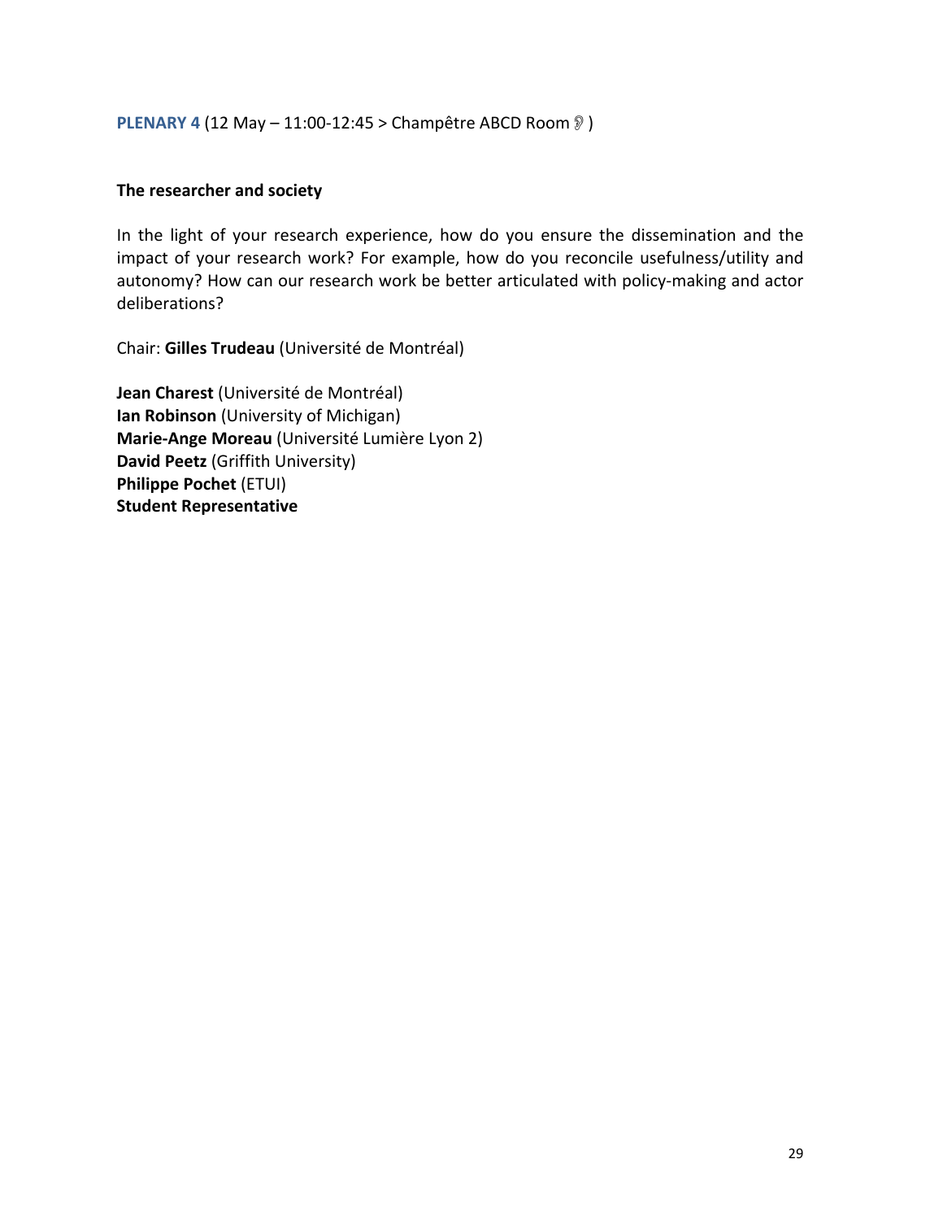**PLENARY 4** (12 May – 11:00-12:45 > Champêtre ABCD Room 👂 )

**The researcher and society**

In the light of your research experience, how do you ensure the dissemination and the impact of your research work? For example, how do you reconcile usefulness/utility and autonomy? How can our research work be better articulated with policy-making and actor deliberations?

Chair: **Gilles Trudeau** (Université de Montréal)

**Jean Charest** (Université de Montréal)
**Ian Robinson** (University of Michigan)
**Marie-Ange Moreau** (Université Lumière Lyon 2)
**David Peetz** (Griffith University)
**Philippe Pochet** (ETUI)
**Student Representative**